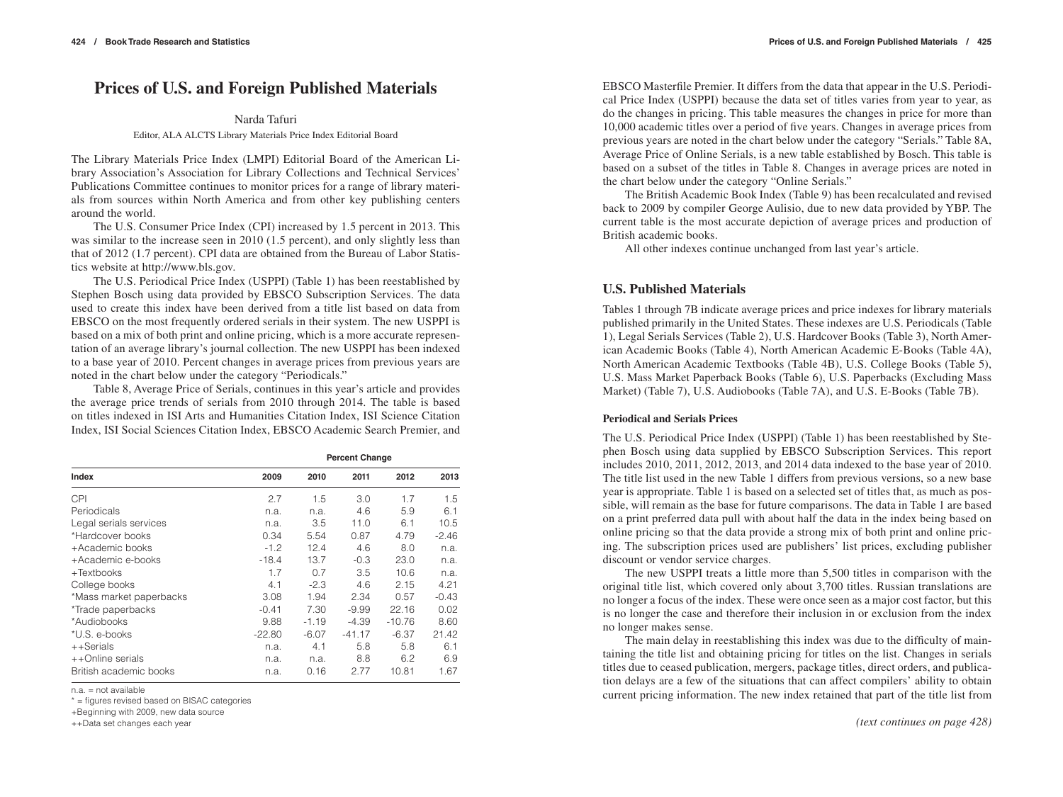# Prices of U.S. and Foreign Published Materials

Narda Tafuri

Editor, ALA ALCTS Library Materials Price Index Editorial Board

The Library Materials Price Index (LMPI) Editorial Board of the American Library Association's Association for Library Collections and Technical Services' Publications Committee continues to monitor prices for a range of library materials from sources within North America and from other key publishing centers around the world.

The U.S. Consumer Price Index (CPI) increased by 1.5 percent in 2013. This was similar to the increase seen in 2010 (1.5 percent), and only slightly less than that of 2012 (1.7 percent). CPI data are obtained from the Bureau of Labor Statistics website at http://www.bls.gov.

The U.S. Periodical Price Index (USPPI) (Table 1) has been reestablished by Stephen Bosch using data provided by EBSCO Subscription Services. The data used to create this index have been derived from a title list based on data from EBSCO on the most frequently ordered serials in their system. The new USPPI is based on a mix of both print and online pricing, which is a more accurate representation of an average library's journal collection. The new USPPI has been indexed to a base year of 2010. Percent changes in average prices from previous years are noted in the chart below under the category "Periodicals."

Table 8, Average Price of Serials, continues in this year's article and provides the average price trends of serials from 2010 through 2014. The table is based on titles indexed in ISI Arts and Humanities Citation Index, ISI Science Citation Index, ISI Social Sciences Citation Index, EBSCO Academic Search Premier, and EBSCO Masterfile Premier. It differs from the data that appear in the U.S. Periodical Price Index (USPPI) because the data set of titles varies from year to year, as do the changes in pricing. This table measures the changes in price for more than 10,000 academic titles over a period of five years. Changes in average prices from previous years are noted in the chart below under the category "Serials." Table 8A, Average Price of Online Serials, is a new table established by Bosch. This table is based on a subset of the titles in Table 8. Changes in average prices are noted in the chart below under the category "Online Serials."

The British Academic Book Index (Table 9) has been recalculated and revised back to 2009 by compiler George Aulisio, due to new data provided by YBP. The current table is the most accurate depiction of average prices and production of British academic books.

All other indexes continue unchanged from last year's article.

| | Percent Change | | | | |
|---|---|---|---|---|---|
| **Index** | **2009** | **2010** | **2011** | **2012** | **2013** |
| CPI | 2.7 | 1.5 | 3.0 | 1.7 | 1.5 |
| Periodicals | n.a. | n.a. | 4.6 | 5.9 | 6.1 |
| Legal serials services | n.a. | 3.5 | 11.0 | 6.1 | 10.5 |
| *Hardcover books | 0.34 | 5.54 | 0.87 | 4.79 | -2.46 |
| +Academic books | -1.2 | 12.4 | 4.6 | 8.0 | n.a. |
| +Academic e-books | -18.4 | 13.7 | -0.3 | 23.0 | n.a. |
| +Textbooks | 1.7 | 0.7 | 3.5 | 10.6 | n.a. |
| College books | 4.1 | -2.3 | 4.6 | 2.15 | 4.21 |
| *Mass market paperbacks | 3.08 | 1.94 | 2.34 | 0.57 | -0.43 |
| *Trade paperbacks | -0.41 | 7.30 | -9.99 | 22.16 | 0.02 |
| *Audiobooks | 9.88 | -1.19 | -4.39 | -10.76 | 8.60 |
| *U.S. e-books | -22.80 | -6.07 | -41.17 | -6.37 | 21.42 |
| ++Serials | n.a. | 4.1 | 5.8 | 5.8 | 6.1 |
| ++Online serials | n.a. | n.a. | 8.8 | 6.2 | 6.9 |
| British academic books | n.a. | 0.16 | 2.77 | 10.81 | 1.67 |

n.a. = not available

* = figures revised based on BISAC categories

+Beginning with 2009, new data source

++Data set changes each year

## U.S. Published Materials

Tables 1 through 7B indicate average prices and price indexes for library materials published primarily in the United States. These indexes are U.S. Periodicals (Table 1), Legal Serials Services (Table 2), U.S. Hardcover Books (Table 3), North American Academic Books (Table 4), North American Academic E-Books (Table 4A), North American Academic Textbooks (Table 4B), U.S. College Books (Table 5), U.S. Mass Market Paperback Books (Table 6), U.S. Paperbacks (Excluding Mass Market) (Table 7), U.S. Audiobooks (Table 7A), and U.S. E-Books (Table 7B).

### Periodical and Serials Prices

The U.S. Periodical Price Index (USPPI) (Table 1) has been reestablished by Stephen Bosch using data supplied by EBSCO Subscription Services. This report includes 2010, 2011, 2012, 2013, and 2014 data indexed to the base year of 2010. The title list used in the new Table 1 differs from previous versions, so a new base year is appropriate. Table 1 is based on a selected set of titles that, as much as possible, will remain as the base for future comparisons. The data in Table 1 are based on a print preferred data pull with about half the data in the index being based on online pricing so that the data provide a strong mix of both print and online pricing. The subscription prices used are publishers' list prices, excluding publisher discount or vendor service charges.

The new USPPI treats a little more than 5,500 titles in comparison with the original title list, which covered only about 3,700 titles. Russian translations are no longer a focus of the index. These were once seen as a major cost factor, but this is no longer the case and therefore their inclusion in or exclusion from the index no longer makes sense.

The main delay in reestablishing this index was due to the difficulty of maintaining the title list and obtaining pricing for titles on the list. Changes in serials titles due to ceased publication, mergers, package titles, direct orders, and publication delays are a few of the situations that can affect compilers' ability to obtain current pricing information. The new index retained that part of the title list from

*(text continues on page 428)*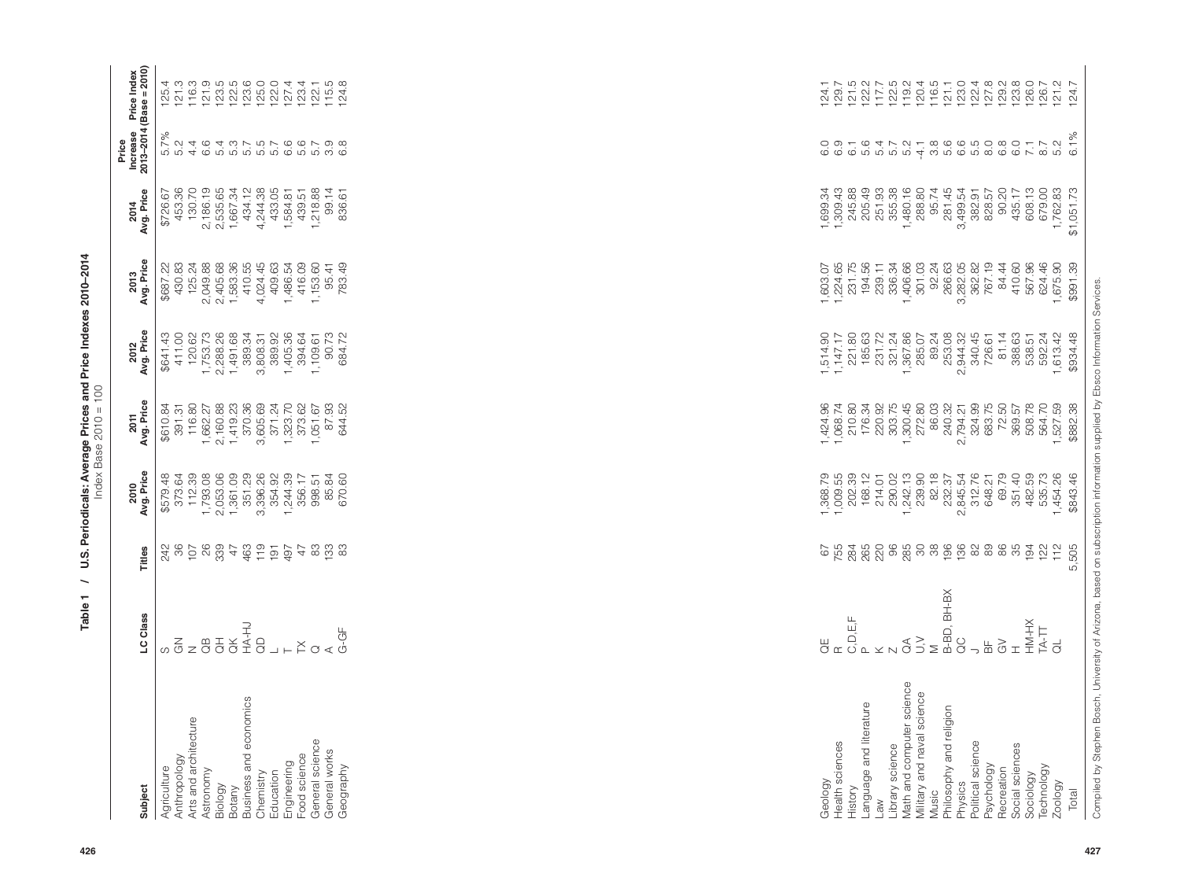**Table 1 / U.S. Periodicals: Average Prices and Price Indexes 2010–2014**

Index Base 2010 = 100

| Subject | LC Class | Titles | 2010 Avg. Price | 2011 Avg. Price | 2012 Avg. Price | 2013 Avg. Price | 2014 Avg. Price | Price Increase 2013–2014 | Price Index 2014 (Base = 2010) |
|---|---|---|---|---|---|---|---|---|---|
| Agriculture | S | 242 | $579.48 | $610.84 | $641.43 | $687.22 | $726.67 | 5.7% | 125.4 |
| Anthropology | GN | 36 | 373.64 | 391.31 | 411.00 | 430.83 | 453.36 | 5.2 | 121.3 |
| Arts and architecture | N | 107 | 112.39 | 116.80 | 120.62 | 125.24 | 130.70 | 4.4 | 116.3 |
| Astronomy | QB | 26 | 1,793.08 | 1,662.27 | 1,753.73 | 2,049.88 | 2,186.19 | 6.6 | 121.9 |
| Biology | QH | 339 | 2,053.06 | 2,160.88 | 2,288.26 | 2,405.68 | 2,535.65 | 5.4 | 123.5 |
| Botany | QK | 47 | 1,361.09 | 1,419.23 | 1,491.68 | 1,583.36 | 1,667.34 | 5.3 | 122.5 |
| Business and economics | HA-HJ | 463 | 351.29 | 370.36 | 389.34 | 410.55 | 434.12 | 5.7 | 123.6 |
| Chemistry | QD | 119 | 3,396.26 | 3,605.69 | 3,808.31 | 4,024.45 | 4,244.38 | 5.5 | 125.0 |
| Education | L | 191 | 354.92 | 371.24 | 389.92 | 409.63 | 433.05 | 5.7 | 122.0 |
| Engineering | T | 497 | 1,244.39 | 1,323.70 | 1,405.36 | 1,486.54 | 1,584.81 | 6.6 | 127.4 |
| Food science | TX | 47 | 356.17 | 373.62 | 394.64 | 416.09 | 439.51 | 5.6 | 123.4 |
| General science | Q | 83 | 998.51 | 1,051.67 | 1,109.61 | 1,153.60 | 1,218.88 | 5.7 | 122.1 |
| General works | A | 133 | 85.84 | 87.93 | 90.73 | 95.41 | 99.14 | 3.9 | 115.5 |
| Geography | G-GF | 83 | 670.60 | 644.52 | 684.72 | 783.49 | 836.61 | 6.8 | 124.8 |
| Geology | QE | 67 | 1,368.79 | 1,424.96 | 1,514.90 | 1,603.07 | 1,699.34 | 6.0 | 124.1 |
| Health sciences | R | 755 | 1,009.55 | 1,068.74 | 1,147.17 | 1,224.65 | 1,309.43 | 6.9 | 129.7 |
| History | C,D,E,F | 284 | 202.39 | 210.80 | 221.80 | 231.75 | 245.88 | 6.1 | 121.5 |
| Language and literature | P | 265 | 168.12 | 176.34 | 185.63 | 194.56 | 205.49 | 5.6 | 122.2 |
| Law | K | 220 | 214.01 | 220.92 | 231.72 | 239.11 | 251.93 | 5.4 | 117.7 |
| Library science | Z | 96 | 290.02 | 303.75 | 321.24 | 336.34 | 355.38 | 5.7 | 122.5 |
| Math and computer science | QA | 285 | 1,242.13 | 1,300.45 | 1,367.86 | 1,406.66 | 1,480.16 | 5.2 | 119.2 |
| Military and naval science | U,V | 30 | 239.90 | 272.80 | 285.07 | 301.03 | 288.80 | -4.1 | 120.4 |
| Music | M | 38 | 82.18 | 86.03 | 89.24 | 92.24 | 95.74 | 3.8 | 116.5 |
| Philosophy and religion | B-BD, BH-BX | 196 | 232.37 | 240.32 | 253.08 | 266.63 | 281.45 | 5.6 | 121.1 |
| Physics | QC | 136 | 2,845.54 | 2,794.21 | 2,944.32 | 3,282.05 | 3,499.54 | 6.6 | 123.0 |
| Political science | J | 82 | 312.76 | 324.99 | 340.45 | 362.82 | 382.91 | 5.5 | 122.4 |
| Psychology | BF | 89 | 648.21 | 683.75 | 726.61 | 767.19 | 828.57 | 8.0 | 127.8 |
| Recreation | GV | 86 | 69.79 | 72.50 | 81.14 | 84.44 | 90.20 | 6.8 | 129.2 |
| Social sciences | H | 35 | 351.40 | 369.57 | 388.63 | 410.60 | 435.17 | 6.0 | 123.8 |
| Sociology | HM-HX | 194 | 482.59 | 508.78 | 538.51 | 567.96 | 608.13 | 7.1 | 126.0 |
| Technology | TA-TT | 122 | 535.73 | 564.70 | 592.24 | 624.46 | 679.00 | 8.7 | 126.7 |
| Zoology | QL | 112 | 1,454.26 | 1,527.59 | 1,613.42 | 1,675.90 | 1,762.83 | 5.2 | 121.2 |
| Total | | 5,505 | $843.46 | $882.38 | $934.48 | $991.39 | $1,051.73 | 6.1% | 124.7 |

Compiled by Stephen Bosch, University of Arizona, based on subscription information supplied by Ebsco Information Services.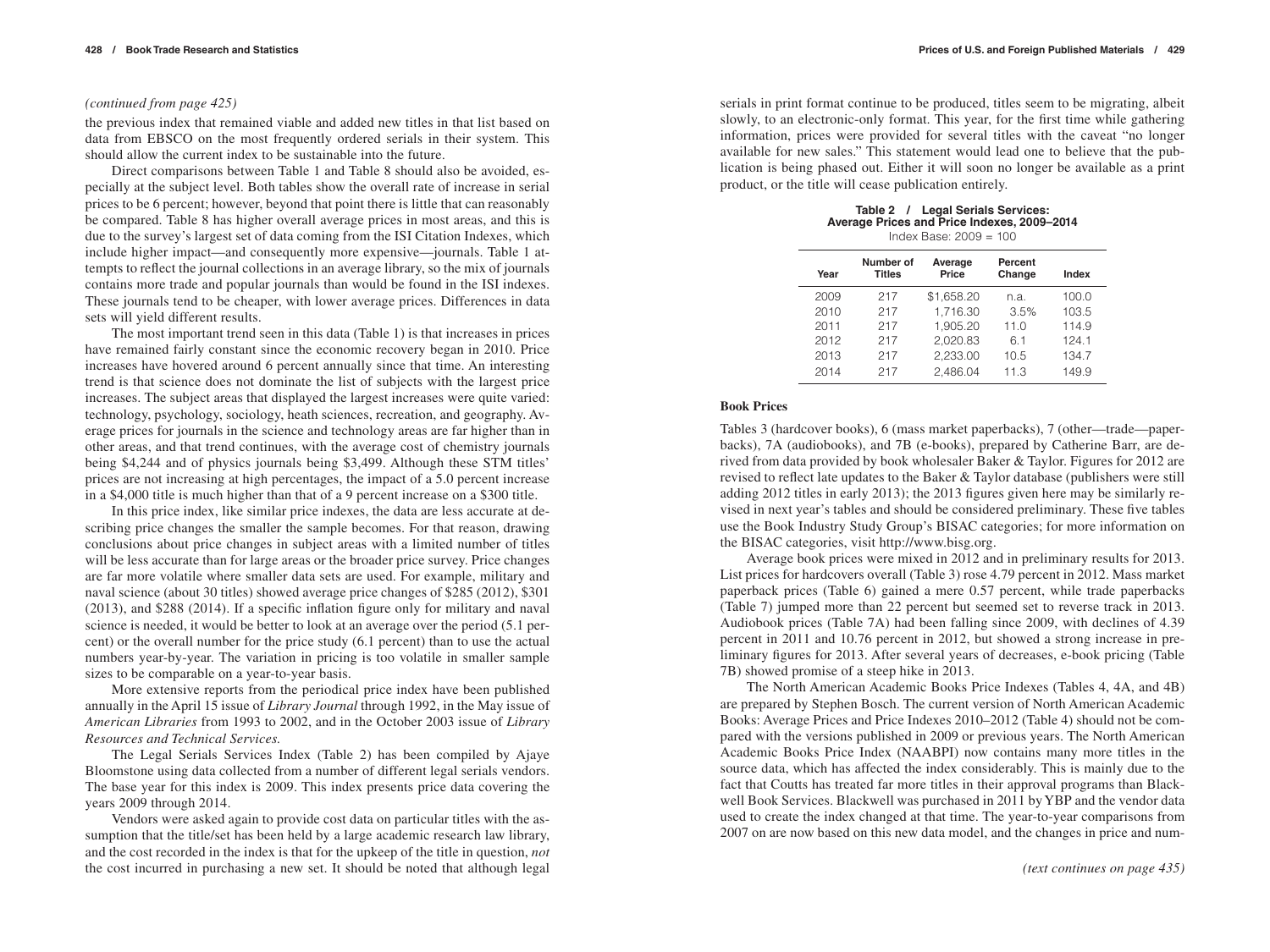*(continued from page 425)*

the previous index that remained viable and added new titles in that list based on data from EBSCO on the most frequently ordered serials in their system. This should allow the current index to be sustainable into the future.

Direct comparisons between Table 1 and Table 8 should also be avoided, especially at the subject level. Both tables show the overall rate of increase in serial prices to be 6 percent; however, beyond that point there is little that can reasonably be compared. Table 8 has higher overall average prices in most areas, and this is due to the survey's largest set of data coming from the ISI Citation Indexes, which include higher impact—and consequently more expensive—journals. Table 1 attempts to reflect the journal collections in an average library, so the mix of journals contains more trade and popular journals than would be found in the ISI indexes. These journals tend to be cheaper, with lower average prices. Differences in data sets will yield different results.

The most important trend seen in this data (Table 1) is that increases in prices have remained fairly constant since the economic recovery began in 2010. Price increases have hovered around 6 percent annually since that time. An interesting trend is that science does not dominate the list of subjects with the largest price increases. The subject areas that displayed the largest increases were quite varied: technology, psychology, sociology, heath sciences, recreation, and geography. Average prices for journals in the science and technology areas are far higher than in other areas, and that trend continues, with the average cost of chemistry journals being $4,244 and of physics journals being $3,499. Although these STM titles' prices are not increasing at high percentages, the impact of a 5.0 percent increase in a $4,000 title is much higher than that of a 9 percent increase on a $300 title.

In this price index, like similar price indexes, the data are less accurate at describing price changes the smaller the sample becomes. For that reason, drawing conclusions about price changes in subject areas with a limited number of titles will be less accurate than for large areas or the broader price survey. Price changes are far more volatile where smaller data sets are used. For example, military and naval science (about 30 titles) showed average price changes of $285 (2012), $301 (2013), and $288 (2014). If a specific inflation figure only for military and naval science is needed, it would be better to look at an average over the period (5.1 percent) or the overall number for the price study (6.1 percent) than to use the actual numbers year-by-year. The variation in pricing is too volatile in smaller sample sizes to be comparable on a year-to-year basis.

More extensive reports from the periodical price index have been published annually in the April 15 issue of *Library Journal* through 1992, in the May issue of *American Libraries* from 1993 to 2002, and in the October 2003 issue of *Library Resources and Technical Services.*

The Legal Serials Services Index (Table 2) has been compiled by Ajaye Bloomstone using data collected from a number of different legal serials vendors. The base year for this index is 2009. This index presents price data covering the years 2009 through 2014.

Vendors were asked again to provide cost data on particular titles with the assumption that the title/set has been held by a large academic research law library, and the cost recorded in the index is that for the upkeep of the title in question, *not* the cost incurred in purchasing a new set. It should be noted that although legal serials in print format continue to be produced, titles seem to be migrating, albeit slowly, to an electronic-only format. This year, for the first time while gathering information, prices were provided for several titles with the caveat "no longer available for new sales." This statement would lead one to believe that the publication is being phased out. Either it will soon no longer be available as a print product, or the title will cease publication entirely.

**Table 2 / Legal Serials Services: Average Prices and Price Indexes, 2009–2014**
Index Base: 2009 = 100

| Year | Number of Titles | Average Price | Percent Change | Index |
|---|---|---|---|---|
| 2009 | 217 | $1,658.20 | n.a. | 100.0 |
| 2010 | 217 | 1,716.30 | 3.5% | 103.5 |
| 2011 | 217 | 1,905.20 | 11.0 | 114.9 |
| 2012 | 217 | 2,020.83 | 6.1 | 124.1 |
| 2013 | 217 | 2,233.00 | 10.5 | 134.7 |
| 2014 | 217 | 2,486.04 | 11.3 | 149.9 |

### Book Prices

Tables 3 (hardcover books), 6 (mass market paperbacks), 7 (other—trade—paperbacks), 7A (audiobooks), and 7B (e-books), prepared by Catherine Barr, are derived from data provided by book wholesaler Baker & Taylor. Figures for 2012 are revised to reflect late updates to the Baker & Taylor database (publishers were still adding 2012 titles in early 2013); the 2013 figures given here may be similarly revised in next year's tables and should be considered preliminary. These five tables use the Book Industry Study Group's BISAC categories; for more information on the BISAC categories, visit http://www.bisg.org.

Average book prices were mixed in 2012 and in preliminary results for 2013. List prices for hardcovers overall (Table 3) rose 4.79 percent in 2012. Mass market paperback prices (Table 6) gained a mere 0.57 percent, while trade paperbacks (Table 7) jumped more than 22 percent but seemed set to reverse track in 2013. Audiobook prices (Table 7A) had been falling since 2009, with declines of 4.39 percent in 2011 and 10.76 percent in 2012, but showed a strong increase in preliminary figures for 2013. After several years of decreases, e-book pricing (Table 7B) showed promise of a steep hike in 2013.

The North American Academic Books Price Indexes (Tables 4, 4A, and 4B) are prepared by Stephen Bosch. The current version of North American Academic Books: Average Prices and Price Indexes 2010–2012 (Table 4) should not be compared with the versions published in 2009 or previous years. The North American Academic Books Price Index (NAABPI) now contains many more titles in the source data, which has affected the index considerably. This is mainly due to the fact that Coutts has treated far more titles in their approval programs than Blackwell Book Services. Blackwell was purchased in 2011 by YBP and the vendor data used to create the index changed at that time. The year-to-year comparisons from 2007 on are now based on this new data model, and the changes in price and num-

*(text continues on page 435)*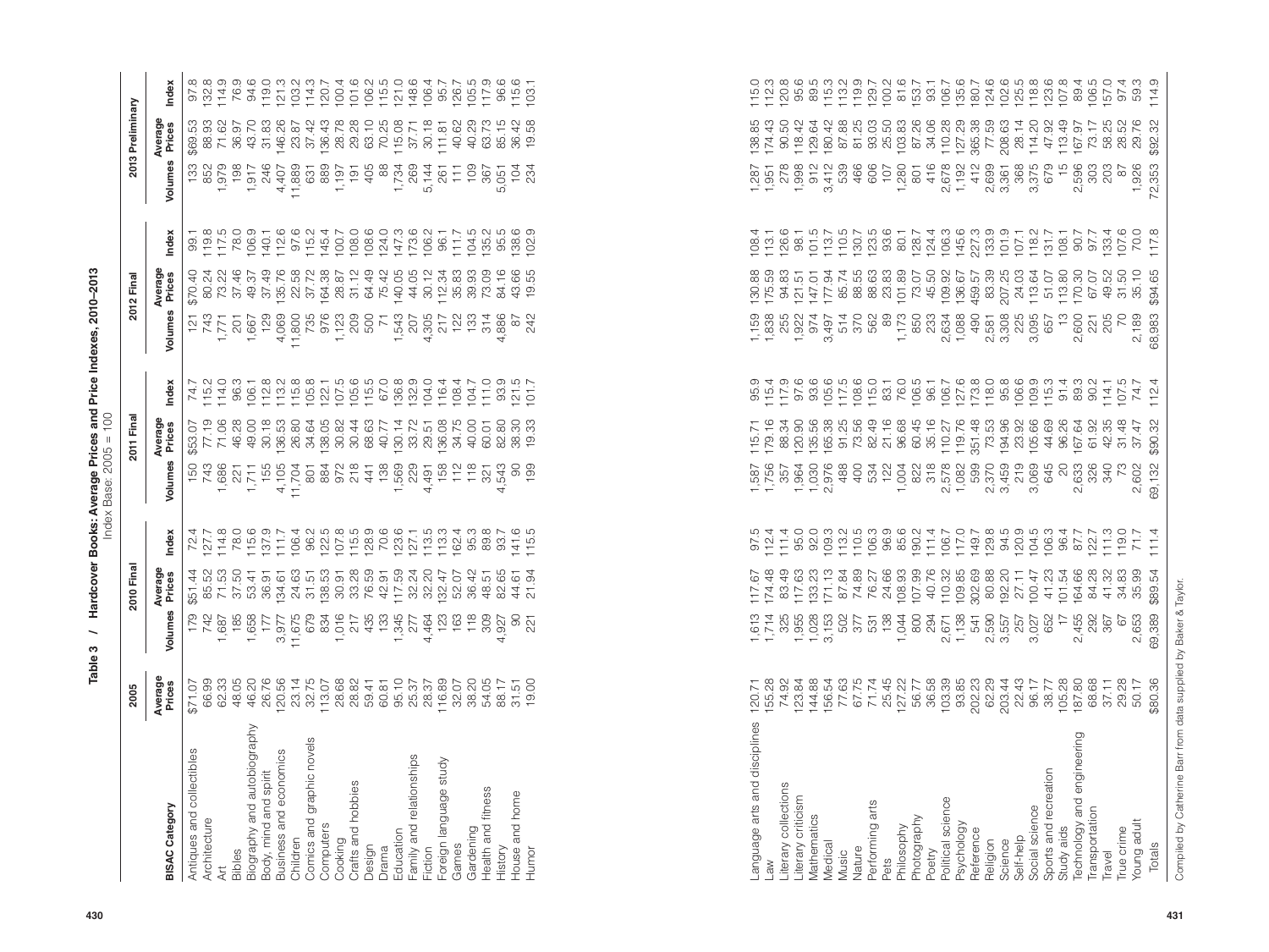**Table 3 / Hardcover Books: Average Prices and Price Indexes, 2010–2013**

Index Base: 2005 = 100

| BISAC Category | 2005 | 2010 Final | | | 2011 Final | | | 2012 Final | | | 2013 Preliminary | | |
|---|---|---|---|---|---|---|---|---|---|---|---|---|---|
| | Average Prices | Volumes | Average Prices | Index | Volumes | Average Prices | Index | Volumes | Average Prices | Index | Volumes | Average Prices | Index |
| Antiques and collectibles | $71.07 | 179 | $51.44 | 72.4 | 150 | $53.07 | 74.7 | 121 | $70.40 | 99.1 | 133 | $69.53 | 97.8 |
| Architecture | 66.99 | 742 | 85.52 | 127.7 | 743 | 77.19 | 115.2 | 743 | 80.24 | 119.8 | 852 | 88.93 | 132.8 |
| Art | 62.33 | 1,687 | 71.53 | 114.8 | 1,686 | 71.06 | 114.0 | 1,771 | 73.22 | 117.5 | 1,979 | 71.62 | 114.9 |
| Bibles | 48.05 | 185 | 37.50 | 78.0 | 221 | 46.28 | 96.3 | 201 | 37.46 | 78.0 | 198 | 36.97 | 76.9 |
| Biography and autobiography | 46.20 | 1,658 | 53.41 | 115.6 | 1,711 | 49.00 | 106.1 | 1,667 | 49.37 | 106.9 | 1,917 | 43.70 | 94.6 |
| Body, mind and spirit | 26.76 | 177 | 36.91 | 137.9 | 155 | 30.18 | 112.8 | 129 | 37.49 | 140.1 | 246 | 31.83 | 119.0 |
| Business and economics | 120.56 | 3,977 | 134.61 | 111.7 | 4,105 | 136.53 | 113.2 | 4,069 | 135.76 | 112.6 | 4,407 | 146.26 | 121.3 |
| Children | 23.14 | 11,675 | 24.63 | 106.4 | 11,704 | 26.80 | 115.8 | 11,800 | 22.58 | 97.6 | 11,889 | 23.87 | 103.2 |
| Comics and graphic novels | 32.75 | 679 | 31.51 | 96.2 | 801 | 34.64 | 105.8 | 735 | 37.72 | 115.2 | 631 | 37.42 | 114.3 |
| Computers | 113.07 | 834 | 138.53 | 122.5 | 884 | 138.05 | 122.1 | 976 | 164.38 | 145.4 | 889 | 136.43 | 120.7 |
| Cooking | 28.68 | 1,016 | 30.91 | 107.8 | 972 | 30.82 | 107.5 | 1,123 | 28.87 | 100.7 | 1,197 | 28.78 | 100.4 |
| Crafts and hobbies | 28.82 | 217 | 33.28 | 115.5 | 218 | 30.44 | 105.6 | 209 | 31.12 | 108.0 | 191 | 29.28 | 101.6 |
| Design | 59.41 | 435 | 76.59 | 128.9 | 441 | 68.63 | 115.5 | 500 | 64.49 | 108.6 | 405 | 63.10 | 106.2 |
| Drama | 60.81 | 133 | 42.91 | 70.6 | 138 | 40.77 | 67.0 | 71 | 75.42 | 124.0 | 88 | 70.25 | 115.5 |
| Education | 95.10 | 1,345 | 117.59 | 123.6 | 1,569 | 130.14 | 136.8 | 1,543 | 140.05 | 147.3 | 1,734 | 115.08 | 121.0 |
| Family and relationships | 25.37 | 277 | 32.24 | 127.1 | 229 | 33.72 | 132.9 | 207 | 44.05 | 173.6 | 269 | 37.71 | 148.6 |
| Fiction | 28.37 | 4,464 | 32.20 | 113.5 | 4,491 | 29.51 | 104.0 | 4,305 | 30.12 | 106.2 | 5,144 | 30.18 | 106.4 |
| Foreign language study | 116.89 | 123 | 132.47 | 113.3 | 158 | 136.08 | 116.4 | 217 | 112.34 | 96.1 | 261 | 111.81 | 95.7 |
| Games | 32.07 | 163 | 52.07 | 162.4 | 112 | 34.75 | 108.4 | 122 | 35.83 | 111.7 | 111 | 40.62 | 126.7 |
| Gardening | 38.20 | 118 | 36.42 | 95.3 | 118 | 40.00 | 104.7 | 133 | 39.93 | 104.5 | 109 | 40.29 | 105.5 |
| Health and fitness | 54.05 | 309 | 48.51 | 89.8 | 321 | 60.01 | 111.0 | 314 | 73.09 | 135.2 | 367 | 63.73 | 117.9 |
| History | 88.17 | 4,927 | 82.65 | 93.7 | 4,543 | 82.80 | 93.9 | 4,886 | 84.16 | 95.5 | 5,051 | 85.15 | 96.6 |
| House and home | 31.51 | 90 | 44.61 | 141.6 | 90 | 38.30 | 121.5 | 104 | 43.66 | 138.6 | 104 | 36.42 | 115.6 |
| Humor | 19.00 | 221 | 21.94 | 115.5 | 199 | 19.33 | 101.7 | 242 | 19.55 | 102.9 | 234 | 19.58 | 103.1 |
| Language arts and disciplines | 120.71 | 1,613 | 117.67 | 97.5 | 1,587 | 115.71 | 95.9 | 1,159 | 130.88 | 108.4 | 1,287 | 138.85 | 115.0 |
| Law | 155.28 | 1,714 | 174.48 | 112.4 | 1,756 | 179.16 | 115.4 | 1,838 | 175.59 | 113.1 | 1,951 | 174.43 | 112.3 |
| Literary collections | 74.92 | 325 | 83.49 | 111.4 | 357 | 88.34 | 117.9 | 255 | 94.83 | 126.6 | 278 | 90.50 | 120.8 |
| Literary criticism | 123.84 | 1,955 | 117.63 | 95.0 | 1,964 | 120.90 | 97.6 | 1,922 | 121.51 | 98.1 | 1,998 | 118.42 | 95.6 |
| Mathematics | 144.88 | 1,028 | 133.23 | 92.0 | 1,030 | 135.56 | 93.6 | 974 | 147.01 | 101.5 | 912 | 129.64 | 89.5 |
| Medical | 156.54 | 3,153 | 171.13 | 109.3 | 2,976 | 165.38 | 105.6 | 3,497 | 177.94 | 113.7 | 3,412 | 180.42 | 115.3 |
| Music | 77.63 | 502 | 87.84 | 113.2 | 488 | 91.25 | 117.5 | 514 | 85.74 | 110.5 | 539 | 87.88 | 113.2 |
| Nature | 67.75 | 377 | 74.89 | 110.5 | 400 | 73.56 | 108.6 | 370 | 88.55 | 130.7 | 466 | 81.25 | 119.9 |
| Performing arts | 71.74 | 531 | 76.27 | 106.3 | 534 | 82.49 | 115.0 | 562 | 88.63 | 123.5 | 606 | 93.03 | 129.7 |
| Pets | 25.45 | 138 | 24.66 | 96.9 | 122 | 21.16 | 83.1 | 89 | 23.83 | 93.6 | 107 | 25.50 | 100.2 |
| Philosophy | 127.22 | 1,044 | 108.93 | 85.6 | 1,004 | 96.68 | 76.0 | 1,173 | 101.89 | 80.1 | 1,280 | 103.83 | 81.6 |
| Photography | 56.77 | 800 | 107.99 | 190.2 | 822 | 60.45 | 106.5 | 850 | 73.07 | 128.7 | 801 | 87.26 | 153.7 |
| Poetry | 36.58 | 294 | 40.76 | 111.4 | 318 | 35.16 | 96.1 | 233 | 45.50 | 124.4 | 416 | 34.06 | 93.1 |
| Political science | 103.39 | 2,671 | 110.32 | 106.7 | 2,578 | 110.27 | 106.7 | 2,634 | 109.92 | 106.3 | 2,678 | 110.28 | 106.7 |
| Psychology | 93.85 | 1,138 | 109.85 | 117.0 | 1,082 | 119.76 | 127.6 | 1,088 | 136.67 | 145.6 | 1,192 | 127.29 | 135.6 |
| Reference | 202.23 | 541 | 302.69 | 149.7 | 599 | 351.48 | 173.8 | 490 | 459.57 | 227.3 | 412 | 365.38 | 180.7 |
| Religion | 62.29 | 2,590 | 80.88 | 129.8 | 2,370 | 73.53 | 118.0 | 2,581 | 83.39 | 133.9 | 2,699 | 77.59 | 124.6 |
| Science | 203.44 | 3,557 | 192.20 | 94.5 | 3,459 | 194.96 | 95.8 | 3,308 | 207.25 | 101.9 | 3,361 | 208.63 | 102.6 |
| Self-help | 22.43 | 257 | 27.11 | 120.9 | 219 | 23.92 | 106.6 | 225 | 24.03 | 107.1 | 368 | 28.14 | 125.5 |
| Social science | 96.17 | 3,027 | 100.47 | 104.5 | 3,069 | 105.66 | 109.9 | 3,095 | 113.64 | 118.2 | 3,375 | 114.20 | 118.8 |
| Sports and recreation | 38.77 | 652 | 41.23 | 106.3 | 645 | 44.69 | 115.3 | 657 | 51.07 | 131.7 | 679 | 47.92 | 123.6 |
| Study aids | 105.28 | 17 | 101.54 | 96.4 | 20 | 96.26 | 91.4 | 13 | 113.80 | 108.1 | 15 | 113.49 | 107.8 |
| Technology and engineering | 187.80 | 2,455 | 164.66 | 87.7 | 2,633 | 167.64 | 89.3 | 2,600 | 170.30 | 90.7 | 2,596 | 167.97 | 89.4 |
| Transportation | 68.68 | 292 | 84.28 | 122.7 | 326 | 61.92 | 90.2 | 221 | 67.07 | 97.7 | 303 | 73.17 | 106.5 |
| Travel | 37.11 | 367 | 41.32 | 111.3 | 340 | 42.35 | 114.1 | 205 | 49.52 | 133.4 | 203 | 58.25 | 157.0 |
| True crime | 29.28 | 67 | 34.83 | 119.0 | 73 | 31.48 | 107.5 | 70 | 31.50 | 107.6 | 87 | 28.52 | 97.4 |
| Young adult | 50.17 | 2,653 | 35.99 | 71.7 | 2,602 | 37.47 | 74.7 | 2,189 | 35.10 | 70.0 | 1,926 | 29.76 | 59.3 |
| Totals | $80.36 | 69,389 | $89.54 | 111.4 | 69,132 | $90.32 | 112.4 | 68,983 | $94.65 | 117.8 | 72,353 | $92.32 | 114.9 |

Compiled by Catherine Barr from data supplied by Baker & Taylor.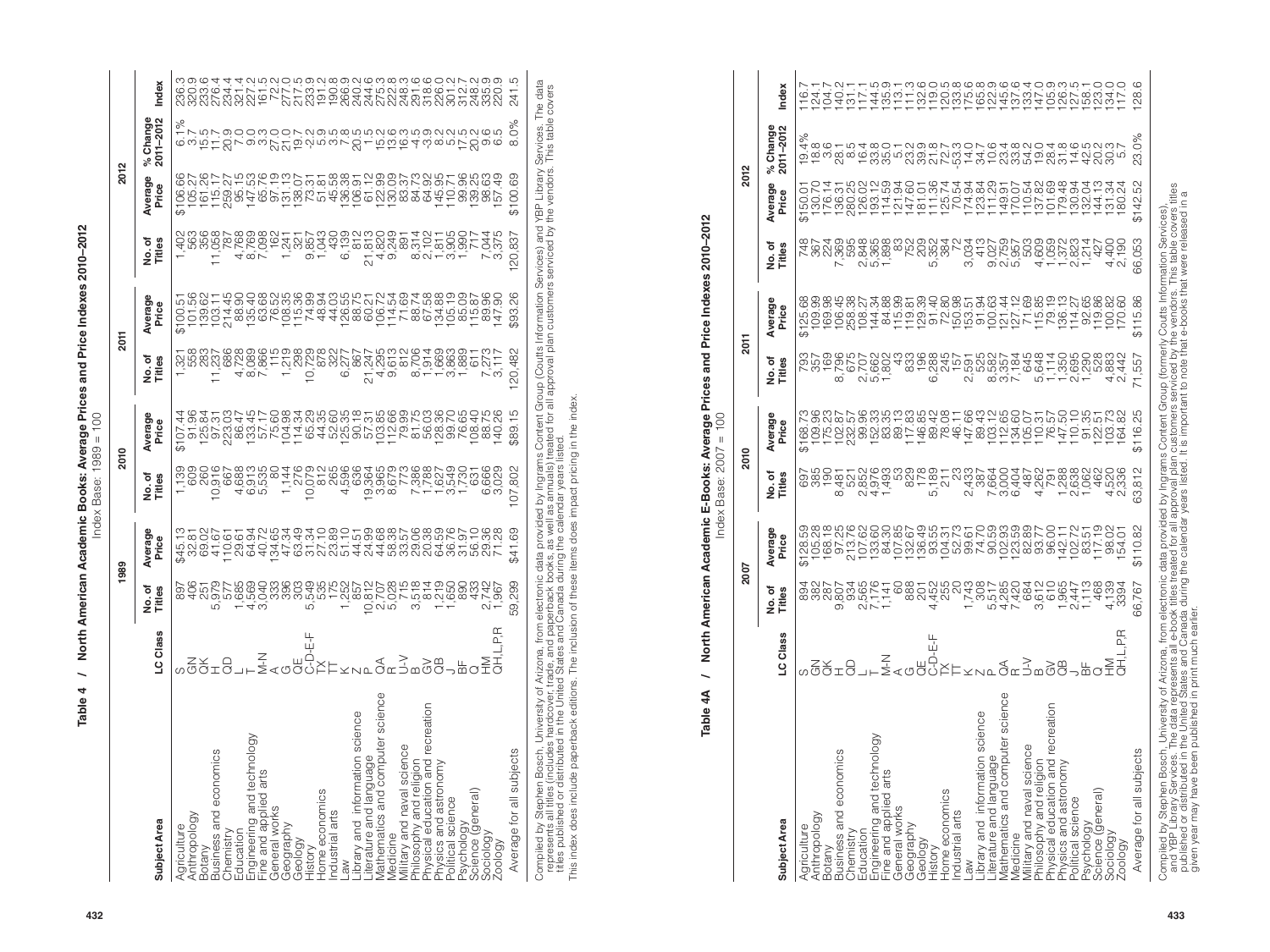## Table 4 / North American Academic Books: Average Prices and Price Indexes 2010–2012

Index Base: 1989 = 100

| Subject Area | LC Class | 1989 | | 2010 | | 2011 | | 2012 | | | |
|---|---|---|---|---|---|---|---|---|---|---|---|
| | | No. of Titles | Average Price | No. of Titles | Average Price | No. of Titles | Average Price | No. of Titles | Average Price | % Change 2011–2012 | Index |
| Agriculture | S | 897 | $45.13 | 1,139 | $107.44 | 1,321 | $100.51 | 1,402 | $106.66 | 6.1% | 236.3 |
| Anthropology | GN | 406 | 32.81 | 609 | 91.96 | 558 | 101.56 | 563 | 105.27 | 3.7 | 320.9 |
| Botany | QK | 251 | 69.02 | 260 | 125.84 | 283 | 139.62 | 356 | 161.26 | 15.5 | 233.6 |
| Business and economics | H | 5,979 | 41.67 | 10,916 | 97.31 | 11,237 | 103.11 | 11,058 | 115.17 | 11.7 | 276.4 |
| Chemistry | QD | 577 | 110.61 | 667 | 223.03 | 686 | 214.45 | 787 | 259.27 | 20.9 | 234.4 |
| Education | L | 1,685 | 29.61 | 4,688 | 86.47 | 4,728 | 88.90 | 4,768 | 95.15 | 7.0 | 321.4 |
| Engineering and technology | T | 4,569 | 64.94 | 6,913 | 133.45 | 8,089 | 135.40 | 8,769 | 147.53 | 9.0 | 227.2 |
| Fine and applied arts | M-N | 3,040 | 40.72 | 5,535 | 57.17 | 7,866 | 63.68 | 7,098 | 65.76 | 3.3 | 161.5 |
| General works | A | 333 | 134.65 | 80 | 75.60 | 115 | 76.52 | 162 | 97.19 | 27.0 | 72.2 |
| Geography | G | 396 | 47.34 | 1,144 | 104.98 | 1,219 | 108.35 | 1,241 | 131.13 | 21.0 | 277.0 |
| Geology | QE | 303 | 63.49 | 276 | 114.34 | 298 | 115.36 | 321 | 138.07 | 19.7 | 217.5 |
| History | C-D-E-F | 5,549 | 31.34 | 10,079 | 65.29 | 10,729 | 74.99 | 9,857 | 73.31 | -2.2 | 233.9 |
| Home economics | TX | 535 | 27.10 | 812 | 44.35 | 878 | 48.94 | 1,043 | 51.81 | 5.9 | 191.2 |
| Industrial arts | TT | 175 | 23.89 | 265 | 52.60 | 322 | 44.03 | 430 | 45.58 | 3.5 | 190.8 |
| Law | K | 1,252 | 51.10 | 4,596 | 125.35 | 6,277 | 126.55 | 6,139 | 136.38 | 7.8 | 266.9 |
| Library and information science | Z | 857 | 44.51 | 636 | 90.18 | 867 | 88.75 | 812 | 106.91 | 20.5 | 240.2 |
| Literature and language | P | 10,812 | 24.99 | 19,364 | 57.31 | 21,247 | 60.21 | 21,813 | 61.12 | 1.5 | 244.6 |
| Mathematics and computer science | QA | 2,707 | 44.68 | 3,965 | 103.85 | 4,295 | 106.72 | 4,820 | 122.99 | 15.2 | 275.3 |
| Medicine | R | 5,028 | 58.38 | 8,679 | 112.66 | 9,613 | 114.54 | 9,249 | 130.09 | 13.6 | 222.8 |
| Military and naval science | U-V | 715 | 33.57 | 773 | 79.99 | 812 | 71.69 | 891 | 83.37 | 16.3 | 248.3 |
| Philosophy and religion | B | 3,518 | 29.06 | 7,386 | 81.75 | 8,706 | 88.74 | 8,314 | 84.73 | -4.5 | 291.6 |
| Physical education and recreation | GV | 814 | 20.38 | 1,788 | 56.03 | 1,914 | 67.58 | 2,102 | 64.92 | -3.9 | 318.6 |
| Physics and astronomy | QB | 1,219 | 64.59 | 1,627 | 128.36 | 1,669 | 134.88 | 1,811 | 145.95 | 8.2 | 226.0 |
| Political science | J | 1,650 | 36.76 | 3,549 | 99.70 | 3,863 | 105.19 | 3,905 | 110.71 | 5.2 | 301.2 |
| Psychology | BF | 890 | 31.97 | 1,730 | 76.65 | 1,889 | 85.09 | 1,990 | 99.96 | 17.5 | 312.7 |
| Science (general) | Q | 433 | 56.10 | 631 | 108.40 | 611 | 115.67 | 717 | 139.25 | 20.2 | 248.2 |
| Sociology | HM | 2,742 | 29.36 | 6,666 | 88.75 | 7,273 | 89.96 | 7,044 | 98.63 | 9.6 | 335.9 |
| Zoology | QH,L,P,R | 1,967 | 71.28 | 3,029 | 140.26 | 3,117 | 147.90 | 3,375 | 157.49 | 6.5 | 220.9 |
| Average for all subjects | | 59,299 | $41.69 | 107,802 | $89.15 | 120,482 | $93.26 | 120,837 | $100.69 | 8.0% | 241.5 |

Compiled by Stephen Bosch, University of Arizona, from electronic data provided by Ingrams Content Group (Coutts Information Services) and YBP Library Services. The data represents all titles (includes hardcover, trade, and paperback books, as well as annuals) treated for all approval plan customers serviced by the vendors. This table covers titles published or distributed in the United States and Canada during the calendar years listed.

This index does include paperback editions. The inclusion of these items does impact pricing in the index.

## Table 4A / North American Academic E-Books: Average Prices and Price Indexes 2010–2012

Index Base: 2007 = 100

| Subject Area | LC Class | 2007 | | 2010 | | 2011 | | 2012 | | | |
|---|---|---|---|---|---|---|---|---|---|---|---|
| | | No. of Titles | Average Price | No. of Titles | Average Price | No. of Titles | Average Price | No. of Titles | Average Price | % Change 2011–2012 | Index |
| Agriculture | S | 894 | $128.59 | 697 | $168.73 | 793 | $125.68 | 748 | $150.01 | 19.4% | 116.7 |
| Anthropology | GN | 382 | 105.28 | 385 | 109.96 | 357 | 109.99 | 367 | 130.70 | 18.8 | 124.1 |
| Botany | QK | 287 | 168.18 | 190 | 175.23 | 169 | 169.98 | 224 | 176.14 | 3.6 | 104.7 |
| Business and economics | H | 9,807 | 97.25 | 8,481 | 102.87 | 8,796 | 106.45 | 7,369 | 136.31 | 28.1 | 140.2 |
| Chemistry | QD | 934 | 213.76 | 521 | 232.57 | 675 | 258.38 | 595 | 280.25 | 8.5 | 131.1 |
| Education | L | 2,565 | 107.62 | 2,852 | 99.96 | 2,707 | 108.27 | 2,848 | 126.02 | 16.4 | 117.1 |
| Engineering and technology | T | 7,176 | 133.60 | 4,976 | 152.33 | 5,662 | 144.34 | 5,365 | 193.12 | 33.8 | 144.5 |
| Fine and applied arts | M-N | 1,141 | 84.30 | 1,493 | 83.35 | 1,802 | 84.88 | 1,898 | 114.59 | 35.0 | 135.9 |
| General works | A | 60 | 107.85 | 53 | 89.13 | 43 | 115.99 | 83 | 121.94 | 5.1 | 113.1 |
| Geography | G | 888 | 132.67 | 829 | 117.83 | 833 | 119.81 | 752 | 147.60 | 23.2 | 111.3 |
| Geology | QE | 201 | 136.49 | 178 | 146.85 | 196 | 129.39 | 209 | 181.01 | 39.9 | 132.6 |
| History | C-D-E-F | 4,452 | 93.55 | 5,189 | 89.42 | 6,288 | 91.40 | 5,352 | 111.36 | 21.8 | 119.0 |
| Home economics | TX | 255 | 104.31 | 211 | 78.08 | 245 | 72.80 | 384 | 125.74 | 72.7 | 120.5 |
| Industrial arts | TT | 20 | 52.73 | 23 | 46.11 | 157 | 150.98 | 72 | 70.54 | -53.3 | 133.8 |
| Law | K | 1,743 | 99.61 | 2,433 | 147.66 | 2,591 | 153.51 | 3,034 | 174.94 | 14.0 | 175.6 |
| Library and information science | Z | 308 | 74.70 | 387 | 89.43 | 525 | 91.94 | 413 | 123.84 | 34.7 | 165.8 |
| Literature and language | P | 5,517 | 90.59 | 7,664 | 103.12 | 8,582 | 100.63 | 9,027 | 111.29 | 10.6 | 122.9 |
| Mathematics and computer science | QA | 4,285 | 102.93 | 3,000 | 112.65 | 3,357 | 121.44 | 2,759 | 149.91 | 23.4 | 145.6 |
| Medicine | R | 7,420 | 123.59 | 6,404 | 134.60 | 7,184 | 127.12 | 5,957 | 170.07 | 33.8 | 137.6 |
| Military and naval science | U-V | 684 | 82.89 | 487 | 105.07 | 645 | 71.69 | 575 | 110.54 | 54.2 | 133.4 |
| Philosophy and religion | B | 3,612 | 93.77 | 4,262 | 110.31 | 5,648 | 115.85 | 4,609 | 137.82 | 19.0 | 147.0 |
| Physical education and recreation | GV | 610 | 96.00 | 791 | 76.57 | 1,114 | 79.19 | 1,059 | 101.69 | 28.4 | 105.9 |
| Physics and astronomy | QB | 1,965 | 142.11 | 1,288 | 147.50 | 1,350 | 136.13 | 1,372 | 179.48 | 31.8 | 126.3 |
| Political science | J | 2,447 | 102.72 | 2,638 | 110.10 | 2,695 | 114.27 | 2,823 | 130.95 | 14.6 | 127.5 |
| Psychology | BF | 1,113 | 83.51 | 1,062 | 91.35 | 1,290 | 92.65 | 1,214 | 132.04 | 42.5 | 158.1 |
| Science (general) | Q | 468 | 117.19 | 462 | 122.51 | 528 | 119.86 | 427 | 144.13 | 20.2 | 123.0 |
| Sociology | HM | 4,139 | 98.02 | 4,520 | 103.73 | 4,883 | 100.82 | 4,400 | 131.34 | 30.3 | 134.0 |
| Zoology | QH,L,P,R | 3394 | 154.01 | 2,336 | 164.82 | 2,442 | 170.60 | 2,190 | 180.24 | 5.7 | 117.0 |
| Average for all subjects | | 66,767 | $110.82 | 63,812 | $116.25 | 71,557 | $115.86 | 66,053 | $142.52 | 23.0% | 128.6 |

Compiled by Stephen Bosch, University of Arizona, from electronic data provided by Ingrams Content Group (formerly Coutts Information Services) and YBP Library Services. The data represents all e-book titles treated for all approval plan customers serviced by the vendors. This table covers titles published or distributed in the United States and Canada during the calendar years listed. It is important to note that e-books that were released in a given year may have been published in print much earlier.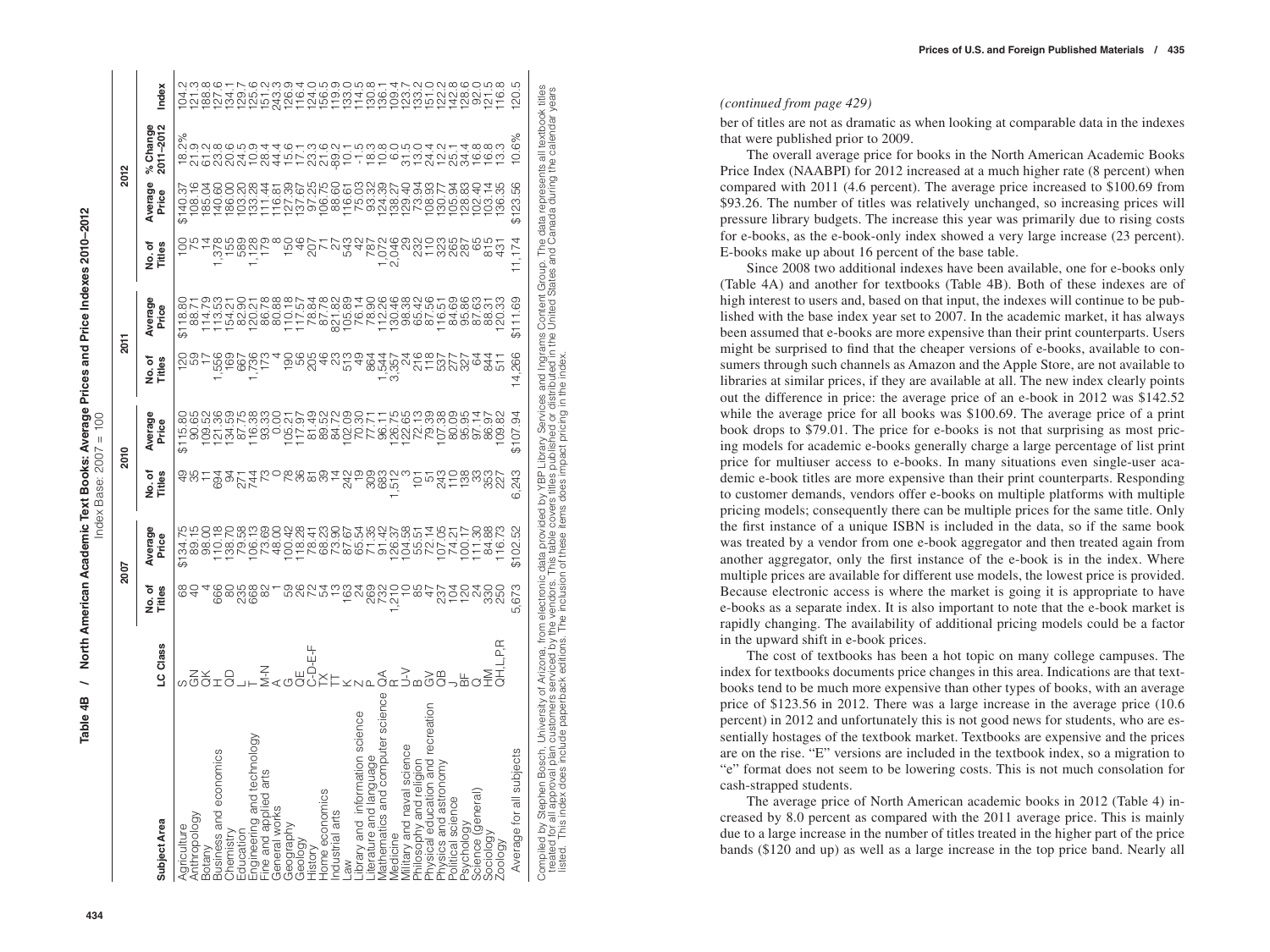**Table 4B / North American Academic Text Books: Average Prices and Price Indexes 2010–2012**

Index Base: 2007 = 100

| Subject Area | LC Class | 2007 | | 2010 | | 2011 | | 2012 | | | |
|---|---|---|---|---|---|---|---|---|---|---|---|
| | | No. of Titles | Average Price | No. of Titles | Average Price | No. of Titles | Average Price | No. of Titles | Average Price | % Change 2011–2012 | Index |
| Agriculture | S | 68 | $134.75 | 49 | $115.80 | 120 | $118.80 | 100 | $140.37 | 18.2% | 104.2 |
| Anthropology | GN | 40 | 89.15 | 35 | 90.65 | 59 | 88.71 | 75 | 108.16 | 21.9 | 121.3 |
| Botany | QK | 4 | 98.00 | 11 | 109.52 | 17 | 114.79 | 14 | 185.04 | 61.2 | 188.8 |
| Business and economics | H | 666 | 110.18 | 694 | 121.36 | 1,556 | 113.53 | 1,378 | 140.60 | 23.8 | 127.6 |
| Chemistry | QD | 80 | 138.70 | 94 | 134.59 | 169 | 154.21 | 155 | 186.00 | 20.6 | 134.1 |
| Education | L | 235 | 79.58 | 271 | 87.75 | 667 | 82.90 | 589 | 103.20 | 24.5 | 129.7 |
| Engineering and technology | T | 668 | 106.13 | 744 | 116.38 | 1,736 | 120.21 | 1,128 | 133.28 | 10.9 | 125.6 |
| Fine and applied arts | M-N | 82 | 73.69 | 73 | 93.33 | 173 | 86.78 | 179 | 111.44 | 28.4 | 151.2 |
| General works | A | 1 | 48.00 | 0 | 0.00 | 4 | 80.88 | 8 | 116.81 | 44.4 | 243.3 |
| Geography | G | 59 | 100.42 | 78 | 105.21 | 190 | 110.18 | 150 | 127.39 | 15.6 | 126.9 |
| Geology | QE | 26 | 118.28 | 36 | 117.97 | 56 | 117.57 | 46 | 137.67 | 17.1 | 116.4 |
| History | C-D-E-F | 72 | 78.41 | 81 | 81.49 | 205 | 78.84 | 207 | 97.25 | 23.3 | 124.0 |
| Home economics | TX | 54 | 68.23 | 39 | 89.52 | 46 | 87.78 | 71 | 106.75 | 21.6 | 156.5 |
| Industrial arts | TT | 13 | 73.90 | 14 | 84.72 | 23 | 821.82 | 27 | 88.60 | -89.2 | 119.9 |
| Law | K | 163 | 87.67 | 242 | 102.09 | 513 | 105.89 | 543 | 116.61 | 10.1 | 133.0 |
| Library and information science | Z | 24 | 65.54 | 19 | 70.30 | 49 | 76.14 | 42 | 75.03 | -1.5 | 114.5 |
| Literature and language | P | 269 | 71.35 | 309 | 77.71 | 864 | 78.90 | 787 | 93.32 | 18.3 | 130.8 |
| Mathematics and computer science | QA | 732 | 91.42 | 683 | 96.11 | 1,544 | 112.26 | 1,072 | 124.39 | 10.8 | 136.1 |
| Medicine | R | 1,210 | 126.37 | 1,512 | 126.75 | 3,357 | 130.46 | 2,046 | 138.27 | 6.0 | 109.4 |
| Military and naval science | U-V | 10 | 104.58 | 3 | 122.65 | 24 | 98.38 | 29 | 129.40 | 31.5 | 123.7 |
| Philosophy and religion | B | 85 | 55.51 | 101 | 72.13 | 216 | 65.42 | 232 | 73.94 | 13.0 | 133.2 |
| Physical education and recreation | GV | 47 | 72.14 | 51 | 79.39 | 118 | 87.56 | 110 | 108.93 | 24.4 | 151.0 |
| Physics and astronomy | QB | 237 | 107.05 | 243 | 107.38 | 537 | 116.51 | 323 | 130.77 | 12.2 | 122.2 |
| Political science | J | 104 | 74.21 | 110 | 80.09 | 277 | 84.69 | 265 | 105.94 | 25.1 | 142.8 |
| Psychology | BF | 120 | 100.17 | 138 | 95.95 | 327 | 95.86 | 287 | 128.83 | 34.4 | 128.6 |
| Science (general) | Q | 24 | 111.30 | 33 | 97.14 | 64 | 87.63 | 65 | 102.40 | 16.8 | 92.0 |
| Sociology | HM | 330 | 84.88 | 353 | 86.97 | 844 | 88.31 | 815 | 103.14 | 16.8 | 121.5 |
| Zoology | QH,L,P,R | 250 | 116.73 | 227 | 109.82 | 511 | 120.33 | 431 | 136.35 | 13.3 | 116.8 |
| Average for all subjects | | 5,673 | $102.52 | 6,243 | $107.94 | 14,266 | $111.69 | 11,174 | $123.56 | 10.6% | 120.5 |

Compiled by Stephen Bosch, University of Arizona, from electronic data provided by YBP Library Services and Ingrams Content Group. The data represents all textbook titles treated for all approval plan customers serviced by the vendors. This table covers titles published or distributed in the United States and Canada during the calendar years listed. This index does include paperback editions. The inclusion of these items does impact pricing in the index.

*(continued from page 429)*

ber of titles are not as dramatic as when looking at comparable data in the indexes that were published prior to 2009.

The overall average price for books in the North American Academic Books Price Index (NAABPI) for 2012 increased at a much higher rate (8 percent) when compared with 2011 (4.6 percent). The average price increased to $100.69 from $93.26. The number of titles was relatively unchanged, so increasing prices will pressure library budgets. The increase this year was primarily due to rising costs for e-books, as the e-book-only index showed a very large increase (23 percent). E-books make up about 16 percent of the base table.

Since 2008 two additional indexes have been available, one for e-books only (Table 4A) and another for textbooks (Table 4B). Both of these indexes are of high interest to users and, based on that input, the indexes will continue to be published with the base index year set to 2007. In the academic market, it has always been assumed that e-books are more expensive than their print counterparts. Users might be surprised to find that the cheaper versions of e-books, available to consumers through such channels as Amazon and the Apple Store, are not available to libraries at similar prices, if they are available at all. The new index clearly points out the difference in price: the average price of an e-book in 2012 was $142.52 while the average price for all books was $100.69. The average price of a print book drops to $79.01. The price for e-books is not that surprising as most pricing models for academic e-books generally charge a large percentage of list print price for multiuser access to e-books. In many situations even single-user academic e-book titles are more expensive than their print counterparts. Responding to customer demands, vendors offer e-books on multiple platforms with multiple pricing models; consequently there can be multiple prices for the same title. Only the first instance of a unique ISBN is included in the data, so if the same book was treated by a vendor from one e-book aggregator and then treated again from another aggregator, only the first instance of the e-book is in the index. Where multiple prices are available for different use models, the lowest price is provided. Because electronic access is where the market is going it is appropriate to have e-books as a separate index. It is also important to note that the e-book market is rapidly changing. The availability of additional pricing models could be a factor in the upward shift in e-book prices.

The cost of textbooks has been a hot topic on many college campuses. The index for textbooks documents price changes in this area. Indications are that textbooks tend to be much more expensive than other types of books, with an average price of $123.56 in 2012. There was a large increase in the average price (10.6 percent) in 2012 and unfortunately this is not good news for students, who are essentially hostages of the textbook market. Textbooks are expensive and the prices are on the rise. "E" versions are included in the textbook index, so a migration to "e" format does not seem to be lowering costs. This is not much consolation for cash-strapped students.

The average price of North American academic books in 2012 (Table 4) increased by 8.0 percent as compared with the 2011 average price. This is mainly due to a large increase in the number of titles treated in the higher part of the price bands ($120 and up) as well as a large increase in the top price band. Nearly all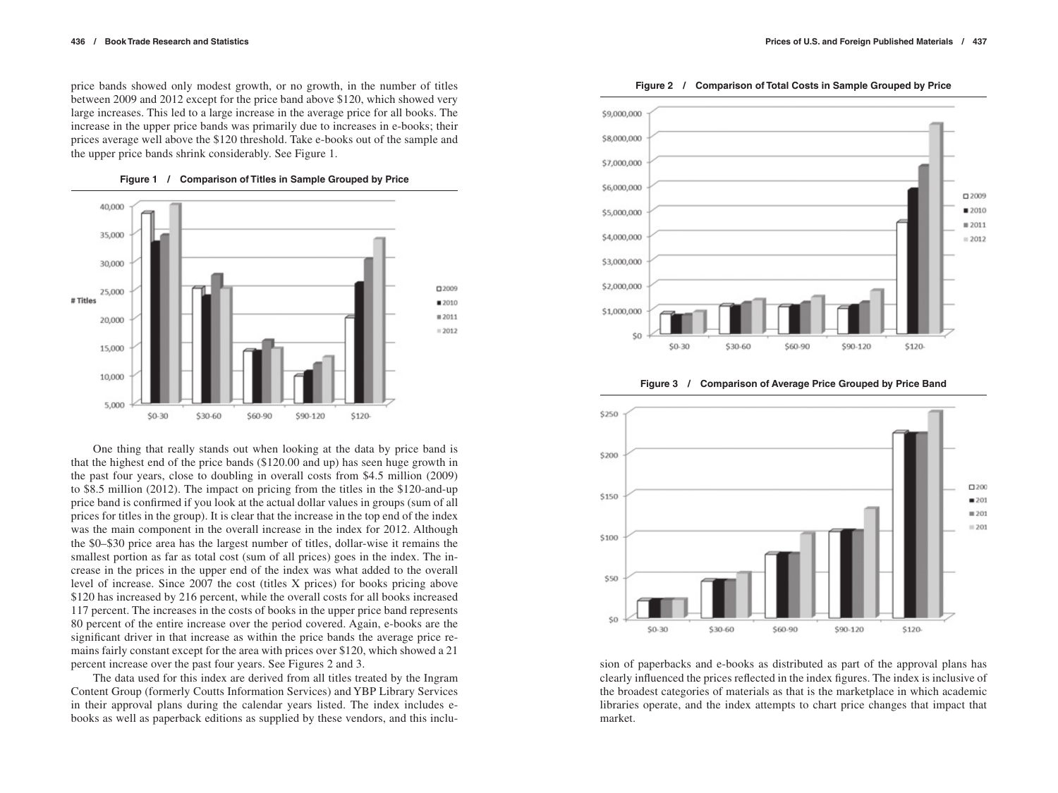price bands showed only modest growth, or no growth, in the number of titles between 2009 and 2012 except for the price band above $120, which showed very large increases. This led to a large increase in the average price for all books. The increase in the upper price bands was primarily due to increases in e-books; their prices average well above the $120 threshold. Take e-books out of the sample and the upper price bands shrink considerably. See Figure 1.

**Figure 1 / Comparison of Titles in Sample Grouped by Price**

One thing that really stands out when looking at the data by price band is that the highest end of the price bands ($120.00 and up) has seen huge growth in the past four years, close to doubling in overall costs from $4.5 million (2009) to $8.5 million (2012). The impact on pricing from the titles in the $120-and-up price band is confirmed if you look at the actual dollar values in groups (sum of all prices for titles in the group). It is clear that the increase in the top end of the index was the main component in the overall increase in the index for 2012. Although the $0–$30 price area has the largest number of titles, dollar-wise it remains the smallest portion as far as total cost (sum of all prices) goes in the index. The increase in the prices in the upper end of the index was what added to the overall level of increase. Since 2007 the cost (titles X prices) for books pricing above $120 has increased by 216 percent, while the overall costs for all books increased 117 percent. The increases in the costs of books in the upper price band represents 80 percent of the entire increase over the period covered. Again, e-books are the significant driver in that increase as within the price bands the average price remains fairly constant except for the area with prices over $120, which showed a 21 percent increase over the past four years. See Figures 2 and 3.

The data used for this index are derived from all titles treated by the Ingram Content Group (formerly Coutts Information Services) and YBP Library Services in their approval plans during the calendar years listed. The index includes e-books as well as paperback editions as supplied by these vendors, and this inclusion of paperbacks and e-books as distributed as part of the approval plans has clearly influenced the prices reflected in the index figures. The index is inclusive of the broadest categories of materials as that is the marketplace in which academic libraries operate, and the index attempts to chart price changes that impact that market.

**Figure 2 / Comparison of Total Costs in Sample Grouped by Price**

**Figure 3 / Comparison of Average Price Grouped by Price Band**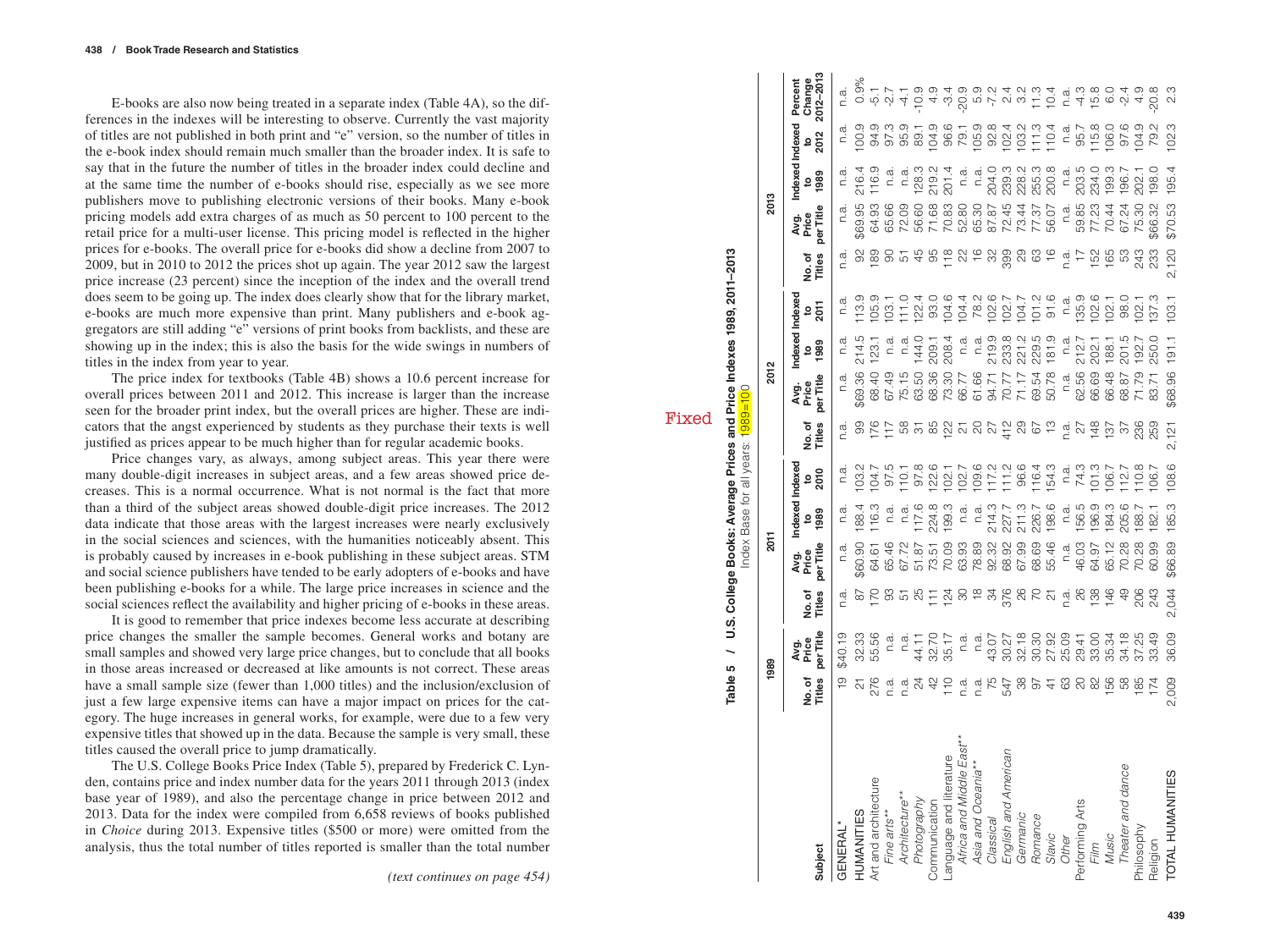E-books are also now being treated in a separate index (Table 4A), so the differences in the indexes will be interesting to observe. Currently the vast majority of titles are not published in both print and "e" version, so the number of titles in the e-book index should remain much smaller than the broader index. It is safe to say that in the future the number of titles in the broader index could decline and at the same time the number of e-books should rise, especially as we see more publishers move to publishing electronic versions of their books. Many e-book pricing models add extra charges of as much as 50 percent to 100 percent to the retail price for a multi-user license. This pricing model is reflected in the higher prices for e-books. The overall price for e-books did show a decline from 2007 to 2009, but in 2010 to 2012 the prices shot up again. The year 2012 saw the largest price increase (23 percent) since the inception of the index and the overall trend does seem to be going up. The index does clearly show that for the library market, e-books are much more expensive than print. Many publishers and e-book aggregators are still adding "e" versions of print books from backlists, and these are showing up in the index; this is also the basis for the wide swings in numbers of titles in the index from year to year.

The price index for textbooks (Table 4B) shows a 10.6 percent increase for overall prices between 2011 and 2012. This increase is larger than the increase seen for the broader print index, but the overall prices are higher. These are indicators that the angst experienced by students as they purchase their texts is well justified as prices appear to be much higher than for regular academic books.

Price changes vary, as always, among subject areas. This year there were many double-digit increases in subject areas, and a few areas showed price decreases. This is a normal occurrence. What is not normal is the fact that more than a third of the subject areas showed double-digit price increases. The 2012 data indicate that those areas with the largest increases were nearly exclusively in the social sciences and sciences, with the humanities noticeably absent. This is probably caused by increases in e-book publishing in these subject areas. STM and social science publishers have tended to be early adopters of e-books and have been publishing e-books for a while. The large price increases in science and the social sciences reflect the availability and higher pricing of e-books in these areas.

It is good to remember that price indexes become less accurate at describing price changes the smaller the sample becomes. General works and botany are small samples and showed very large price changes, but to conclude that all books in those areas increased or decreased at like amounts is not correct. These areas have a small sample size (fewer than 1,000 titles) and the inclusion/exclusion of just a few large expensive items can have a major impact on prices for the category. The huge increases in general works, for example, were due to a few very expensive titles that showed up in the data. Because the sample is very small, these titles caused the overall price to jump dramatically.

The U.S. College Books Price Index (Table 5), prepared by Frederick C. Lynden, contains price and index number data for the years 2011 through 2013 (index base year of 1989), and also the percentage change in price between 2012 and 2013. Data for the index were compiled from 6,658 reviews of books published in *Choice* during 2013. Expensive titles ($500 or more) were omitted from the analysis, thus the total number of titles reported is smaller than the total number

*(text continues on page 454)*

**Table 5 / U.S. College Books: Average Prices and Price Indexes 1989, 2011–2013**

Index Base for all years: 1989=100

| Subject | 1989 | | 2011 | | | | 2012 | | | | 2013 | | | | |
|---|---|---|---|---|---|---|---|---|---|---|---|---|---|---|---|
| | No. of Titles | Avg. Price per Title | No. of Titles | Avg. Price per Title | Indexed to 1989 | Indexed to 2010 | No. of Titles | Avg. Price per Title | Indexed to 1989 | Indexed to 2011 | No. of Titles | Avg. Price per Title | Indexed to 1989 | Indexed to 2012 | Percent Change 2012–2013 |
| GENERAL* | 19 | $40.19 | n.a. | n.a. | n.a. | n.a. | n.a. | n.a. | n.a. | n.a. | n.a. | n.a. | n.a. | n.a. | n.a. |
| HUMANITIES | 21 | 32.33 | 87 | $60.90 | 188.4 | 103.2 | 99 | $69.36 | 214.5 | 113.9 | 92 | $69.95 | 216.4 | 100.9 | 0.9% |
| Art and architecture | 276 | 55.56 | 170 | 64.61 | 116.3 | 104.7 | 176 | 68.40 | 123.1 | 105.9 | 189 | 64.93 | 116.9 | 94.9 | -5.1 |
| *Fine arts*** | n.a. | n.a. | 93 | 65.46 | n.a. | 97.5 | 117 | 67.49 | n.a. | 103.1 | 90 | 65.66 | n.a. | 97.3 | -2.7 |
| *Architecture*** | n.a. | n.a. | 51 | 67.72 | n.a. | 110.1 | 58 | 75.15 | n.a. | 111.0 | 51 | 72.09 | n.a. | 95.9 | -4.1 |
| *Photography* | 24 | 44.11 | 25 | 51.87 | 117.6 | 97.8 | 31 | 63.50 | 144.0 | 122.4 | 45 | 56.60 | 128.3 | 89.1 | -10.9 |
| Communication | 42 | 32.70 | 111 | 73.51 | 224.8 | 122.6 | 85 | 68.36 | 209.1 | 93.0 | 95 | 71.68 | 219.2 | 104.9 | 4.9 |
| Language and literature | 110 | 35.17 | 124 | 70.09 | 199.3 | 102.1 | 122 | 73.30 | 208.4 | 104.6 | 118 | 70.83 | 201.4 | 96.6 | -3.4 |
| *Africa and Middle East*** | n.a. | n.a. | 30 | 63.93 | n.a. | 102.7 | 21 | 66.77 | n.a. | 104.4 | 22 | 52.80 | n.a. | 79.1 | -20.9 |
| *Asia and Oceania*** | n.a. | n.a. | 18 | 78.89 | n.a. | 109.6 | 20 | 61.66 | n.a. | 78.2 | 16 | 65.30 | n.a. | 105.9 | 5.9 |
| *Classical* | 75 | 43.07 | 34 | 92.32 | 214.3 | 117.2 | 27 | 94.71 | 219.9 | 102.6 | 32 | 87.87 | 204.0 | 92.8 | -7.2 |
| *English and American* | 547 | 30.27 | 376 | 68.92 | 227.7 | 111.2 | 412 | 70.77 | 233.8 | 102.7 | 399 | 72.45 | 239.3 | 102.4 | 2.4 |
| *Germanic* | 38 | 32.18 | 26 | 67.99 | 211.3 | 96.6 | 29 | 71.17 | 221.2 | 104.7 | 29 | 73.44 | 228.2 | 103.2 | 3.2 |
| *Romance* | 97 | 30.30 | 70 | 68.69 | 226.7 | 116.4 | 67 | 69.54 | 229.5 | 101.2 | 63 | 77.37 | 255.3 | 111.3 | 11.3 |
| *Slavic* | 41 | 27.92 | 21 | 55.46 | 198.6 | 154.3 | 13 | 50.78 | 181.9 | 91.6 | 16 | 56.07 | 200.8 | 110.4 | 10.4 |
| *Other* | 63 | 25.09 | n.a. | n.a. | n.a. | n.a. | n.a. | n.a. | n.a. | n.a. | n.a. | n.a. | n.a. | n.a. | n.a. |
| Performing Arts | 20 | 29.41 | 26 | 46.03 | 156.5 | 74.3 | 27 | 62.56 | 212.7 | 135.9 | 17 | 59.85 | 203.5 | 95.7 | -4.3 |
| *Film* | 82 | 33.00 | 138 | 64.97 | 196.9 | 101.3 | 148 | 66.69 | 202.1 | 102.6 | 152 | 77.23 | 234.0 | 115.8 | 15.8 |
| *Music* | 156 | 35.34 | 146 | 65.12 | 184.3 | 106.7 | 137 | 66.48 | 188.1 | 102.1 | 165 | 70.44 | 199.3 | 106.0 | 6.0 |
| *Theater and dance* | 58 | 34.18 | 49 | 70.28 | 205.6 | 112.7 | 37 | 68.87 | 201.5 | 98.0 | 53 | 67.24 | 196.7 | 97.6 | -2.4 |
| Philosophy | 185 | 37.25 | 206 | 70.28 | 188.7 | 110.8 | 236 | 71.79 | 192.7 | 102.1 | 243 | 75.30 | 202.1 | 104.9 | 4.9 |
| Religion | 174 | 33.49 | 243 | 60.99 | 182.1 | 106.7 | 259 | 83.71 | 250.0 | 137.3 | 233 | $66.32 | 198.0 | 79.2 | -20.8 |
| TOTAL HUMANITIES | 2,009 | 36.09 | 2,044 | $66.89 | 185.3 | 108.6 | 2,121 | $68.96 | 191.1 | 103.1 | 2,120 | $70.53 | 195.4 | 102.3 | 2.3 |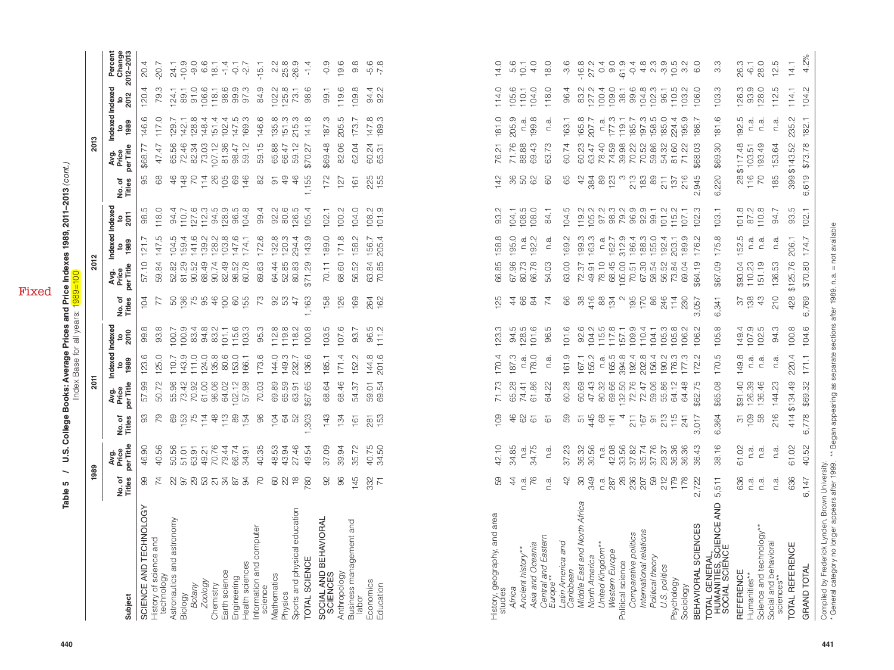**Table 5 / U.S. College Books: Average Prices and Price Indexes 1989, 2011–2013** *(cont.)*

Index Base for all years: 1989=100

Fixed

| Subject | 1989 | | 2011 | | | | 2012 | | | | 2013 | | | | | |
|---|---|---|---|---|---|---|---|---|---|---|---|---|---|---|---|---|
| | No. of Titles | Avg. Price per Title | No. of Titles | Avg. Price per Title | Indexed to 1989 | Indexed to 2010 | No. of Titles | Avg. Price per Title | Indexed to 1989 | Indexed to 2011 | No. of Titles | Avg. Price per Title | Indexed to 1989 | Indexed to 2012 | Percent Change 2012–2013 |
| SCIENCE AND TECHNOLOGY | 99 | 46.90 | 93 | 57.99 | 123.6 | 99.8 | 104 | 57.10 | 121.7 | 98.5 | 95 | $68.77 | 146.6 | 120.4 | 20.4 |
| History of science and technology | 74 | 40.56 | 79 | 50.72 | 125.0 | 93.8 | 77 | 59.84 | 147.5 | 118.0 | 68 | 47.47 | 117.0 | 79.3 | -20.7 |
| Astronautics and astronomy | 22 | 50.56 | 69 | 55.96 | 110.7 | 100.7 | 50 | 52.82 | 104.5 | 94.4 | 46 | 65.56 | 129.7 | 124.1 | 24.1 |
| Biology | 97 | 51.01 | 153 | 73.42 | 143.9 | 100.9 | 136 | 81.29 | 159.4 | 110.7 | 148 | 72.46 | 142.1 | 89.1 | -10.9 |
| *Botany* | 29 | 63.91 | 75 | 70.92 | 111.0 | 83.4 | 75 | 90.52 | 141.6 | 127.6 | 70 | 82.34 | 128.8 | 91.0 | -9.0 |
| *Zoology* | 53 | 49.21 | 114 | 61.00 | 124.0 | 94.8 | 95 | 68.49 | 139.2 | 112.3 | 114 | 73.03 | 148.4 | 106.6 | 6.6 |
| Chemistry | 21 | 70.76 | 48 | 96.06 | 135.8 | 83.2 | 46 | 90.74 | 128.2 | 94.5 | 26 | 107.12 | 151.4 | 118.1 | 18.1 |
| Earth science | 34 | 79.44 | 113 | 64.02 | 80.6 | 101.1 | 100 | 82.49 | 103.8 | 128.9 | 105 | 81.36 | 102.4 | 98.6 | -1.4 |
| Engineering | 87 | 66.74 | 89 | 102.12 | 153.0 | 115.6 | 60 | 98.52 | 147.6 | 96.5 | 69 | 98.47 | 147.5 | 99.9 | -0.1 |
| Health sciences | 94 | 34.91 | 154 | 57.98 | 166.1 | 103.3 | 155 | 60.78 | 174.1 | 104.8 | 146 | 59.12 | 169.3 | 97.3 | -2.7 |
| Information and computer science | 70 | 40.35 | 96 | 70.03 | 173.6 | 95.3 | 73 | 69.63 | 172.6 | 99.4 | 82 | 59.15 | 146.6 | 84.9 | -15.1 |
| Mathematics | 60 | 48.53 | 104 | 69.89 | 144.0 | 112.8 | 92 | 64.44 | 132.8 | 92.2 | 91 | 65.88 | 135.8 | 102.2 | 2.2 |
| Physics | 22 | 43.94 | 64 | 65.59 | 149.3 | 119.8 | 53 | 52.85 | 120.3 | 80.6 | 49 | 66.47 | 151.3 | 125.8 | 25.8 |
| Sports and physical education | 18 | 27.46 | 52 | 63.91 | 232.7 | 118.2 | 47 | 80.83 | 294.4 | 126.5 | 46 | 59.12 | 215.3 | 73.1 | -26.9 |
| TOTAL SCIENCE | 780 | 49.54 | 1,303 | $67.65 | 136.6 | 100.8 | 1,163 | $71.29 | 143.9 | 105.4 | 1,155 | $70.27 | 141.8 | 98.6 | -1.4 |
| SOCIAL AND BEHAVIORAL SCIENCES | 92 | 37.09 | 143 | 68.64 | 185.1 | 103.5 | 158 | 70.11 | 189.0 | 102.1 | 172 | $69.48 | 187.3 | 99.1 | -0.9 |
| Anthropology | 96 | 39.94 | 134 | 68.46 | 171.4 | 107.6 | 126 | 68.60 | 171.8 | 100.2 | 127 | 82.06 | 205.5 | 119.6 | 19.6 |
| Business management and labor | 145 | 35.72 | 161 | 54.37 | 152.2 | 93.7 | 169 | 56.52 | 158.2 | 104.0 | 161 | 62.04 | 173.7 | 109.8 | 9.8 |
| Economics | 332 | 40.75 | 281 | 59.01 | 144.8 | 96.5 | 264 | 63.84 | 156.7 | 108.2 | 225 | 60.24 | 147.8 | 94.4 | -5.6 |
| Education | 71 | 34.50 | 153 | 69.54 | 201.6 | 111.2 | 162 | 70.85 | 205.4 | 101.9 | 155 | 65.31 | 189.3 | 92.2 | -7.8 |
| History, geography, and area studies | 59 | 42.10 | 109 | 71.73 | 170.4 | 123.3 | 125 | 66.85 | 158.8 | 93.2 | 142 | 76.21 | 181.0 | 114.0 | 14.0 |
| *Africa* | 44 | 34.85 | 46 | 65.28 | 187.3 | 94.5 | 44 | 67.96 | 195.0 | 104.1 | 36 | 71.76 | 205.9 | 105.6 | 5.6 |
| *Ancient history*** | n.a. | n.a. | 62 | 74.41 | n.a. | 128.5 | 66 | 80.73 | n.a. | 108.5 | 50 | 88.88 | n.a. | 110.1 | 10.1 |
| *Asia and Oceania* | 76 | 34.75 | 61 | 61.86 | 178.0 | 101.6 | 84 | 66.78 | 192.2 | 108.0 | 62 | 69.43 | 199.8 | 104.0 | 4.0 |
| *Central and Eastern Europe*** | n.a. | n.a. | 61 | 64.22 | n.a. | 96.5 | 74 | 54.03 | n.a. | 84.1 | 60 | 63.73 | n.a. | 118.0 | 18.0 |
| *Latin America and Caribbean* | 42 | 37.23 | 59 | 60.28 | 161.9 | 101.6 | 66 | 63.00 | 169.2 | 104.5 | 65 | 60.74 | 163.1 | 96.4 | -3.6 |
| *Middle East and North Africa* | 30 | 36.32 | 51 | 60.69 | 167.1 | 92.6 | 38 | 72.37 | 199.3 | 119.2 | 42 | 60.23 | 165.8 | 83.2 | -16.8 |
| *North America* | 349 | 30.56 | 445 | 47.43 | 155.2 | 104.2 | 416 | 49.91 | 163.3 | 105.2 | 384 | 63.47 | 207.7 | 127.2 | 27.2 |
| *United Kingdom*** | n.a. | n.a. | 68 | 80.32 | n.a. | 115.5 | 88 | 78.10 | n.a. | 97.2 | 89 | 78.40 | n.a. | 100.4 | 0.4 |
| *Western Europe* | 287 | 42.08 | 141 | 69.66 | 165.5 | 117.8 | 134 | 68.45 | 162.7 | 98.3 | 123 | 74.59 | 177.3 | 109.0 | 9.0 |
| Political science | 28 | 33.56 | 4 | 132.50 | 394.8 | 157.1 | 2 | 105.00 | 312.9 | 79.2 | 3 | 39.98 | 119.1 | 38.1 | -61.9 |
| *Comparative politics* | 236 | 37.82 | 211 | 72.76 | 192.4 | 109.9 | 195 | 70.51 | 186.4 | 96.9 | 213 | 70.22 | 185.7 | 99.6 | -0.4 |
| *International relations* | 207 | 35.74 | 167 | 72.47 | 202.8 | 110.4 | 170 | 67.30 | 188.3 | 92.9 | 183 | 70.52 | 197.3 | 104.8 | 4.8 |
| *Political theory* | 59 | 37.76 | 91 | 59.06 | 156.4 | 104.1 | 86 | 58.54 | 155.0 | 99.1 | 89 | 59.86 | 158.5 | 102.3 | 2.3 |
| *U.S. politics* | 212 | 29.37 | 213 | 55.86 | 190.2 | 105.3 | 246 | 56.52 | 192.4 | 101.2 | 211 | 54.32 | 185.0 | 96.1 | -3.9 |
| Psychology | 179 | 36.36 | 115 | 64.12 | 176.3 | 105.8 | 114 | 73.84 | 203.1 | 115.2 | 137 | 81.60 | 224.4 | 110.5 | 10.5 |
| Sociology | 178 | 36.36 | 241 | 64.48 | 177.3 | 106.2 | 230 | 69.04 | 189.9 | 107.1 | 216 | 71.22 | 195.9 | 103.2 | 3.2 |
| BEHAVIORAL SCIENCES | 2,722 | 36.43 | 3,017 | $62.75 | 172.2 | 106.2 | 3,057 | $64.19 | 176.2 | 102.3 | 2,945 | $68.03 | 186.7 | 106.0 | 6.0 |
| TOTAL GENERAL, HUMANITIES, SCIENCE AND SOCIAL SCIENCE | 5,511 | 38.16 | 6,364 | $65.08 | 170.5 | 105.8 | 6,341 | $67.09 | 175.8 | 103.1 | 6,220 | $69.30 | 181.6 | 103.3 | 3.3 |
| REFERENCE | 636 | 61.02 | 31 | $91.40 | 149.8 | 149.4 | 37 | $93.04 | 152.5 | 101.8 | 28 | $117.48 | 192.5 | 126.3 | 26.3 |
| Humanities** | n.a. | n.a. | 109 | 126.39 | n.a. | 107.9 | 138 | 110.23 | n.a. | 87.2 | 116 | 103.51 | n.a. | 93.9 | -6.1 |
| Science and technology** | n.a. | n.a. | 58 | 136.46 | n.a. | 102.5 | 43 | 151.19 | n.a. | 110.8 | 70 | 193.49 | n.a. | 128.0 | 28.0 |
| Social and behavioral sciences** | n.a. | n.a. | 216 | 144.23 | n.a. | 94.3 | 210 | 136.53 | n.a. | 94.7 | 185 | 153.64 | n.a. | 112.5 | 12.5 |
| TOTAL REFERENCE | 636 | 61.02 | 414 | $134.49 | 220.4 | 100.8 | 428 | $125.76 | 206.1 | 93.5 | 399 | $143.52 | 235.2 | 114.1 | 14.1 |
| GRAND TOTAL | 6,147 | 40.52 | 6,778 | $69.32 | 171.1 | 104.6 | 6,769 | $70.80 | 174.7 | 102.1 | 6,619 | $73.78 | 182.1 | 104.2 | 4.2% |

Compiled by Frederick Lynden, Brown University.

\* General category no longer appears after 1999. ** Began appearing as separate sections after 1989. n.a. = not available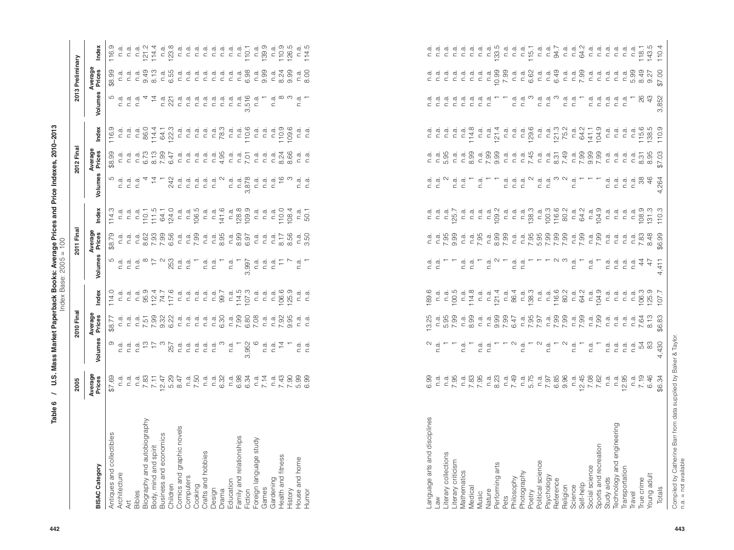**Table 6 / U.S. Mass Market Paperback Books: Average Prices and Price Indexes, 2010–2013**

Index Base: 2005 = 100

| BISAC Category | 2005 | 2010 Final | | | 2011 Final | | | 2012 Final | | | 2013 Preliminary | | |
|---|---|---|---|---|---|---|---|---|---|---|---|---|---|
| | Average Prices | Volumes | Average Prices | Index | Volumes | Average Prices | Index | Volumes | Average Prices | Index | Volumes | Average Prices | Index |
| Antiques and collectibles | $7.69 | 9 | $8.77 | 114.0 | 5 | $8.79 | 114.3 | 5 | $8.99 | 116.9 | 5 | $8.99 | 116.9 |
| Architecture | n.a. | n.a. | n.a. | n.a. | n.a. | n.a. | n.a. | n.a. | n.a. | n.a. | n.a. | n.a. | n.a. |
| Art | n.a. | n.a. | n.a. | n.a. | n.a. | n.a. | n.a. | n.a. | n.a. | n.a. | n.a. | n.a. | n.a. |
| Bibles | n.a. | n.a. | n.a. | n.a. | n.a. | n.a. | n.a. | n.a. | n.a. | n.a. | n.a. | n.a. | n.a. |
| Biography and autobiography | 7.83 | 13 | 7.51 | 95.9 | 8 | 8.62 | 110.1 | 4 | 6.73 | 86.0 | 4 | 9.49 | 121.2 |
| Body, mind and spirit | 7.11 | 17 | 7.99 | 112.4 | 17 | 7.93 | 111.5 | 14 | 8.13 | 114.4 | 14 | 8.13 | 114.4 |
| Business and economics | 12.47 | 3 | 9.32 | 74.7 | 2 | 7.99 | 64.1 | 1 | 7.99 | 64.1 | n.a. | n.a. | n.a. |
| Children | 5.29 | 257 | 6.22 | 117.6 | 253 | 6.56 | 124.0 | 242 | 6.47 | 122.3 | 221 | 6.55 | 123.8 |
| Comics and graphic novels | 8.47 | n.a. | n.a. | n.a. | n.a. | n.a. | n.a. | n.a. | n.a. | n.a. | n.a. | n.a. | n.a. |
| Computers | n.a. | n.a. | n.a. | n.a. | n.a. | n.a. | n.a. | n.a. | n.a. | n.a. | n.a. | n.a. | n.a. |
| Cooking | 7.50 | n.a. | n.a. | n.a. | 1 | 7.99 | 106.5 | n.a. | n.a. | n.a. | n.a. | n.a. | n.a. |
| Crafts and hobbies | n.a. | n.a. | n.a. | n.a. | n.a. | n.a. | n.a. | n.a. | n.a. | n.a. | n.a. | n.a. | n.a. |
| Design | n.a. | n.a. | n.a. | n.a. | n.a. | n.a. | n.a. | n.a. | n.a. | n.a. | n.a. | n.a. | n.a. |
| Drama | 6.32 | 3 | 6.30 | 99.7 | 1 | 8.95 | 141.6 | 2 | 4.95 | 78.3 | n.a. | n.a. | n.a. |
| Education | n.a. | n.a. | n.a. | n.a. | n.a. | n.a. | n.a. | n.a. | n.a. | n.a. | n.a. | n.a. | n.a. |
| Family and relationships | 6.98 | 1 | 7.99 | 114.5 | 1 | 8.99 | 128.8 | n.a. | n.a. | n.a. | n.a. | n.a. | n.a. |
| Fiction | 6.34 | 3,952 | 6.80 | 107.3 | 3,997 | 6.97 | 109.9 | 3,878 | 7.01 | 110.6 | 3,516 | 6.98 | 110.1 |
| Foreign language study | n.a. | 6 | 7.08 | n.a. | n.a. | n.a. | n.a. | n.a. | n.a. | n.a. | n.a. | n.a. | n.a. |
| Games | 7.14 | n.a. | n.a. | n.a. | n.a. | n.a. | n.a. | n.a. | n.a. | n.a. | 1 | 9.99 | 139.9 |
| Gardening | n.a. | n.a. | n.a. | n.a. | n.a. | n.a. | n.a. | n.a. | n.a. | n.a. | n.a. | n.a. | n.a. |
| Health and fitness | 7.43 | 14 | 7.92 | 106.6 | 11 | 8.17 | 110.0 | 16 | 8.24 | 110.9 | 8 | 8.24 | 110.9 |
| History | 7.90 | 1 | 9.95 | 125.9 | 7 | 8.56 | 108.4 | 3 | 8.66 | 109.6 | 3 | 9.99 | 126.5 |
| House and home | 5.99 | n.a. | n.a. | n.a. | n.a. | n.a. | n.a. | n.a. | n.a. | n.a. | n.a. | n.a. | n.a. |
| Humor | 6.99 | n.a. | n.a. | n.a. | 1 | 3.50 | 50.1 | n.a. | n.a. | n.a. | 1 | 8.00 | 114.5 |
| Language arts and disciplines | 6.99 | 2 | 13.25 | 189.6 | n.a. | n.a. | n.a. | n.a. | n.a. | n.a. | n.a. | n.a. | n.a. |
| Law | n.a. | n.a. | n.a. | n.a. | n.a. | n.a. | n.a. | n.a. | n.a. | n.a. | n.a. | n.a. | n.a. |
| Literary collections | n.a. | 1 | 5.95 | n.a. | 1 | 7.95 | n.a. | 2 | 5.95 | n.a. | n.a. | n.a. | n.a. |
| Literary criticism | 7.95 | 1 | 7.99 | 100.5 | 1 | 9.99 | 125.7 | n.a. | n.a. | n.a. | n.a. | n.a. | n.a. |
| Mathematics | n.a. | n.a. | n.a. | n.a. | n.a. | n.a. | n.a. | n.a. | n.a. | n.a. | n.a. | n.a. | n.a. |
| Medical | 7.83 | 1 | 8.99 | 114.8 | n.a. | n.a. | n.a. | 1 | 8.99 | 114.8 | n.a. | n.a. | n.a. |
| Music | 7.95 | n.a. | n.a. | n.a. | 1 | 7.95 | n.a. | n.a. | n.a. | n.a. | n.a. | n.a. | n.a. |
| Nature | n.a. | n.a. | n.a. | n.a. | n.a. | n.a. | n.a. | 1 | 7.99 | n.a. | n.a. | n.a. | n.a. |
| Performing arts | 8.23 | 1 | 9.99 | 121.4 | 2 | 8.99 | 109.2 | 1 | 9.99 | 121.4 | 1 | 10.99 | 133.5 |
| Pets | n.a. | 1 | 7.99 | n.a. | 1 | 7.99 | n.a. | n.a. | n.a. | n.a. | 1 | 7.99 | n.a. |
| Philosophy | 7.49 | 2 | 6.47 | 86.4 | n.a. | n.a. | n.a. | n.a. | n.a. | n.a. | n.a. | n.a. | n.a. |
| Photography | n.a. | n.a. | n.a. | n.a. | n.a. | n.a. | n.a. | n.a. | n.a. | n.a. | n.a. | n.a. | n.a. |
| Poetry | 5.75 | 1 | 7.95 | 138.3 | 1 | 7.95 | 138.3 | 2 | 7.45 | 129.6 | 3 | 6.62 | 115.1 |
| Political science | n.a. | 2 | 7.97 | n.a. | 1 | 5.95 | n.a. | n.a. | n.a. | n.a. | n.a. | n.a. | n.a. |
| Psychology | 7.97 | n.a. | n.a. | n.a. | 1 | 7.99 | 100.3 | n.a. | n.a. | n.a. | n.a. | n.a. | n.a. |
| Reference | 6.85 | 1 | 7.99 | 116.6 | 2 | 7.99 | 116.6 | 3 | 8.31 | 121.3 | 3 | 6.49 | 94.7 |
| Religion | 9.96 | 2 | 7.99 | 80.2 | 3 | 7.99 | 80.2 | 2 | 7.49 | 75.2 | n.a. | n.a. | n.a. |
| Science | n.a. | n.a. | n.a. | n.a. | n.a. | n.a. | n.a. | n.a. | n.a. | n.a. | n.a. | n.a. | n.a. |
| Self-help | 12.45 | 1 | 7.99 | 64.2 | 1 | 7.99 | 64.2 | 1 | 7.99 | 64.2 | 1 | 7.99 | 64.2 |
| Social science | 7.08 | n.a. | n.a. | n.a. | n.a. | n.a. | n.a. | 1 | 9.99 | 141.1 | n.a. | n.a. | n.a. |
| Sports and recreation | 7.62 | 1 | 7.99 | 104.9 | 1 | 7.99 | 104.9 | 1 | 7.99 | 104.9 | n.a. | n.a. | n.a. |
| Study aids | n.a. | n.a. | n.a. | n.a. | n.a. | n.a. | n.a. | n.a. | n.a. | n.a. | n.a. | n.a. | n.a. |
| Technology and engineering | 12.95 | n.a. | n.a. | n.a. | n.a. | n.a. | n.a. | n.a. | n.a. | n.a. | n.a. | n.a. | n.a. |
| Transportation | n.a. | n.a. | n.a. | n.a. | n.a. | n.a. | n.a. | n.a. | n.a. | n.a. | n.a. | n.a. | n.a. |
| Travel | n.a. | n.a. | n.a. | n.a. | n.a. | n.a. | n.a. | n.a. | n.a. | n.a. | 1 | 5.99 | n.a. |
| True crime | 7.19 | 54 | 7.64 | 106.3 | 44 | 7.83 | 108.9 | 38 | 8.31 | 115.6 | 26 | 8.49 | 118.1 |
| Young adult | 6.46 | 83 | 8.13 | 125.9 | 47 | 8.48 | 131.3 | 46 | 8.95 | 138.5 | 43 | 9.27 | 143.5 |
| Totals | $6.34 | 4,430 | $6.83 | 107.7 | 4,411 | $6.99 | 110.3 | 4,264 | $7.03 | 110.9 | 3,852 | $7.00 | 110.4 |

Compiled by Catherine Barr from data supplied by Baker & Taylor.
n.a. = not available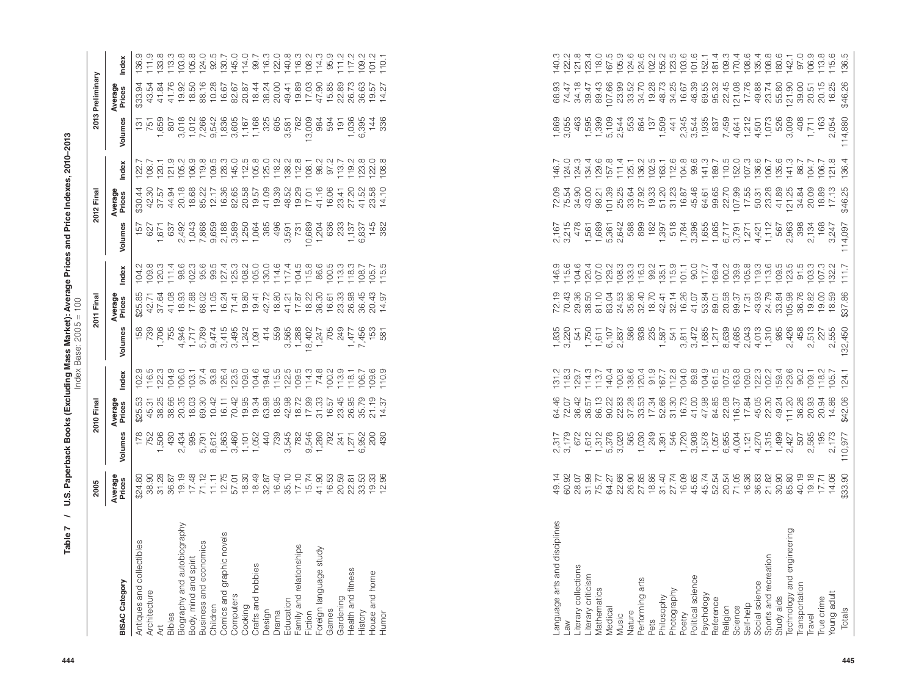# Table 7 / U.S. Paperback Books (Excluding Mass Market): Average Prices and Price Indexes, 2010–2013

Index Base: 2005 = 100

| BISAC Category | 2005 | 2010 Final | | | 2011 Final | | | 2012 Final | | | 2013 Preliminary | | |
|---|---|---|---|---|---|---|---|---|---|---|---|---|---|
| | Average Prices | Volumes | Average Prices | Index | Volumes | Average Prices | Index | Volumes | Average Prices | Index | Volumes | Average Prices | Index |
| Antiques and collectibles | $24.80 | 178 | $25.53 | 102.9 | 158 | $25.85 | 104.2 | 157 | $30.44 | 122.7 | 131 | $33.94 | 136.9 |
| Architecture | 38.90 | 752 | 45.31 | 116.5 | 739 | 42.71 | 109.8 | 627 | 42.30 | 108.7 | 751 | 43.54 | 111.9 |
| Art | 31.28 | 1,506 | 38.25 | 122.3 | 1,706 | 37.64 | 120.3 | 1,671 | 37.57 | 120.1 | 1,659 | 41.84 | 133.8 |
| Bibles | 36.87 | 430 | 38.66 | 104.9 | 755 | 41.08 | 111.4 | 637 | 44.94 | 121.9 | 807 | 41.76 | 113.3 |
| Biography and autobiography | 19.19 | 2,434 | 20.35 | 106.0 | 4,946 | 18.93 | 98.6 | 2,492 | 20.18 | 105.2 | 3,018 | 19.92 | 103.8 |
| Body, mind and spirit | 17.48 | 995 | 18.03 | 103.1 | 1,717 | 17.88 | 102.3 | 1,043 | 18.68 | 106.9 | 1,012 | 18.50 | 105.8 |
| Business and economics | 71.12 | 5,791 | 69.30 | 97.4 | 5,789 | 68.02 | 95.6 | 7,868 | 85.22 | 119.8 | 7,266 | 88.16 | 124.0 |
| Children | 11.11 | 8,612 | 10.42 | 93.8 | 9,474 | 11.05 | 99.5 | 9,659 | 12.17 | 109.5 | 9,542 | 10.28 | 92.5 |
| Comics and graphic novels | 12.75 | 1,863 | 16.11 | 126.4 | 3,415 | 16.24 | 127.4 | 2,188 | 16.36 | 128.3 | 1,836 | 16.67 | 130.7 |
| Computers | 57.01 | 3,460 | 70.42 | 123.5 | 3,495 | 71.41 | 125.3 | 3,589 | 82.65 | 145.0 | 3,605 | 82.67 | 145.0 |
| Cooking | 18.30 | 1,101 | 19.95 | 109.0 | 1,242 | 19.80 | 108.2 | 1,250 | 20.58 | 112.5 | 1,167 | 20.87 | 114.0 |
| Crafts and hobbies | 18.49 | 1,052 | 19.34 | 104.6 | 1,091 | 19.41 | 105.0 | 1,064 | 19.57 | 105.8 | 1,168 | 18.44 | 99.7 |
| Design | 32.87 | 440 | 63.98 | 194.6 | 414 | 42.72 | 130.0 | 385 | 41.09 | 125.0 | 325 | 38.24 | 116.3 |
| Drama | 16.40 | 739 | 18.95 | 115.5 | 559 | 18.80 | 114.6 | 496 | 19.39 | 118.2 | 605 | 20.00 | 122.0 |
| Education | 35.10 | 3,545 | 42.98 | 122.5 | 3,565 | 41.21 | 117.4 | 3,591 | 48.52 | 138.2 | 3,581 | 49.41 | 140.8 |
| Family and relationships | 17.10 | 782 | 18.72 | 109.5 | 1,288 | 17.87 | 104.5 | 731 | 19.29 | 112.8 | 762 | 19.89 | 116.3 |
| Fiction | 15.74 | 9,546 | 17.99 | 114.3 | 18,402 | 18.22 | 115.8 | 10,689 | 17.01 | 108.1 | 13,009 | 17.03 | 108.2 |
| Foreign language study | 41.90 | 1,280 | 31.33 | 74.8 | 1,247 | 36.30 | 86.6 | 1,204 | 41.16 | 98.2 | 984 | 47.90 | 114.3 |
| Games | 16.53 | 792 | 16.57 | 100.2 | 705 | 16.61 | 100.5 | 636 | 16.06 | 97.2 | 594 | 15.85 | 95.9 |
| Gardening | 20.59 | 241 | 23.45 | 113.9 | 249 | 23.33 | 113.3 | 233 | 23.41 | 113.7 | 191 | 22.89 | 111.2 |
| Health and fitness | 22.81 | 1,271 | 26.95 | 118.1 | 1,477 | 26.98 | 118.3 | 1,137 | 27.20 | 119.2 | 1,036 | 26.73 | 117.2 |
| History | 33.53 | 6,952 | 35.79 | 106.7 | 7,456 | 36.45 | 108.7 | 6,837 | 41.52 | 123.8 | 6,395 | 36.63 | 109.2 |
| House and home | 19.33 | 200 | 21.19 | 109.6 | 153 | 20.43 | 105.7 | 145 | 23.58 | 122.0 | 144 | 19.57 | 101.2 |
| Humor | 12.96 | 430 | 14.37 | 110.9 | 581 | 14.97 | 115.5 | 382 | 14.10 | 108.8 | 336 | 14.27 | 110.1 |
| Language arts and disciplines | 49.14 | 2,317 | 64.46 | 131.2 | 1,835 | 72.19 | 146.9 | 2,167 | 72.09 | 146.7 | 1,869 | 68.93 | 140.3 |
| Law | 60.92 | 3,179 | 72.07 | 118.3 | 3,220 | 70.43 | 115.6 | 3,215 | 75.54 | 124.0 | 3,055 | 74.47 | 122.2 |
| Literary collections | 28.07 | 672 | 36.42 | 129.7 | 541 | 29.36 | 104.6 | 478 | 34.90 | 124.3 | 463 | 34.18 | 121.8 |
| Literary criticism | 31.99 | 1,612 | 36.57 | 114.3 | 1,750 | 38.50 | 120.4 | 1,561 | 43.00 | 134.4 | 1,595 | 39.47 | 123.4 |
| Mathematics | 75.77 | 1,312 | 86.13 | 113.7 | 1,611 | 81.10 | 107.0 | 1,689 | 98.21 | 129.6 | 1,399 | 89.43 | 118.0 |
| Medical | 64.27 | 5,378 | 90.22 | 140.4 | 6,107 | 83.04 | 129.2 | 5,361 | 101.39 | 157.8 | 5,109 | 107.66 | 167.5 |
| Music | 22.66 | 3,020 | 22.83 | 100.8 | 2,837 | 24.53 | 108.3 | 2,642 | 25.25 | 111.4 | 2,544 | 23.99 | 105.9 |
| Nature | 26.90 | 565 | 37.28 | 138.6 | 586 | 35.86 | 133.3 | 588 | 33.64 | 125.1 | 553 | 33.52 | 124.6 |
| Performing arts | 27.85 | 1,030 | 33.53 | 120.4 | 938 | 32.40 | 116.3 | 899 | 37.92 | 136.2 | 864 | 34.70 | 124.6 |
| Pets | 18.86 | 249 | 17.34 | 91.9 | 235 | 18.70 | 99.2 | 182 | 19.33 | 102.5 | 137 | 19.28 | 102.2 |
| Philosophy | 31.40 | 1,391 | 52.66 | 167.7 | 1,587 | 42.41 | 135.1 | 1,397 | 51.20 | 163.1 | 1,509 | 48.73 | 155.2 |
| Photography | 27.74 | 546 | 31.30 | 112.8 | 541 | 32.14 | 115.9 | 518 | 31.23 | 112.6 | 441 | 34.25 | 123.5 |
| Poetry | 16.09 | 1,720 | 16.73 | 104.0 | 3,811 | 16.26 | 101.1 | 1,784 | 16.87 | 104.8 | 2,345 | 16.67 | 103.6 |
| Political science | 45.65 | 3,908 | 41.00 | 89.8 | 3,472 | 41.07 | 90.0 | 3,396 | 45.46 | 99.6 | 3,544 | 46.39 | 101.6 |
| Psychology | 45.74 | 1,578 | 47.98 | 104.9 | 1,685 | 53.84 | 117.7 | 1,655 | 64.61 | 141.3 | 1,935 | 69.55 | 152.1 |
| Reference | 52.54 | 1,057 | 84.85 | 161.5 | 1,217 | 89.01 | 169.4 | 1,065 | 99.65 | 189.7 | 837 | 95.32 | 181.4 |
| Religion | 20.54 | 6,955 | 22.08 | 107.5 | 8,639 | 20.58 | 100.2 | 6,717 | 22.70 | 110.5 | 7,459 | 22.45 | 109.3 |
| Science | 71.05 | 4,004 | 116.37 | 163.8 | 4,685 | 99.37 | 139.9 | 3,791 | 107.99 | 152.0 | 4,641 | 121.08 | 170.4 |
| Self-help | 16.36 | 1,121 | 17.84 | 109.0 | 2,043 | 17.31 | 105.8 | 1,271 | 17.55 | 107.3 | 1,212 | 17.76 | 108.6 |
| Social science | 36.83 | 4,270 | 45.05 | 122.3 | 4,013 | 43.93 | 119.3 | 4,421 | 50.31 | 136.6 | 4,501 | 49.88 | 135.4 |
| Sports and recreation | 21.82 | 1,315 | 22.30 | 102.2 | 1,310 | 24.79 | 113.6 | 1,112 | 23.28 | 106.7 | 1,073 | 23.74 | 108.8 |
| Study aids | 30.90 | 1,499 | 49.24 | 159.4 | 985 | 33.84 | 109.5 | 567 | 41.89 | 135.6 | 526 | 55.80 | 180.6 |
| Technology and engineering | 85.80 | 2,427 | 111.20 | 129.6 | 2,426 | 105.98 | 123.5 | 2,963 | 121.25 | 141.3 | 3,009 | 121.90 | 142.1 |
| Transportation | 40.19 | 507 | 36.26 | 90.2 | 458 | 36.76 | 91.5 | 398 | 34.84 | 86.7 | 408 | 39.00 | 97.0 |
| Travel | 19.18 | 2,585 | 20.93 | 109.1 | 2,513 | 19.82 | 103.3 | 2,134 | 20.09 | 104.7 | 1,711 | 20.51 | 106.9 |
| True crime | 17.71 | 195 | 20.94 | 118.2 | 127 | 19.00 | 107.3 | 168 | 18.89 | 106.7 | 163 | 20.15 | 113.8 |
| Young adult | 14.06 | 2,173 | 14.86 | 105.7 | 2,555 | 18.59 | 132.2 | 3,247 | 17.13 | 121.8 | 2,054 | 16.25 | 115.6 |
| Totals | $33.90 | 110,977 | $42.06 | 124.1 | 132,450 | $37.86 | 111.7 | 114,097 | $46.25 | 136.4 | 114,880 | $46.26 | 136.5 |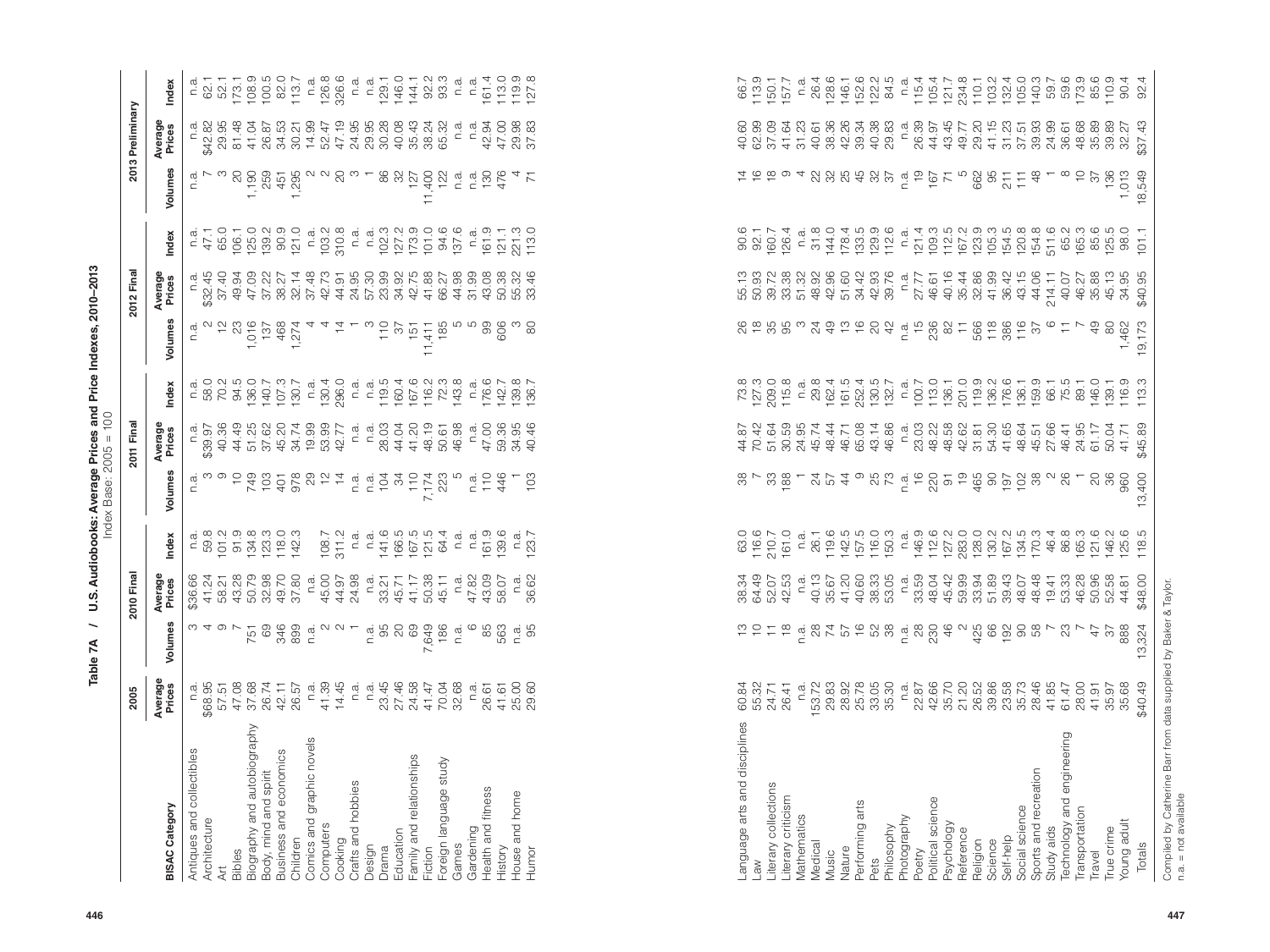# Table 7A / U.S. Audiobooks: Average Prices and Price Indexes, 2010–2013

Index Base: 2005 = 100

| BISAC Category | 2005 | 2010 Final | | | 2011 Final | | | 2012 Final | | | 2013 Preliminary | | |
|---|---|---|---|---|---|---|---|---|---|---|---|---|---|
| | Average Prices | Volumes | Average Prices | Index | Volumes | Average Prices | Index | Volumes | Average Prices | Index | Volumes | Average Prices | Index |
| Antiques and collectibles | n.a. | 3 | $36.66 | n.a. | n.a. | n.a. | n.a. | n.a. | n.a. | n.a. | n.a. | n.a. | n.a. |
| Architecture | $68.95 | 4 | 41.24 | 59.8 | 3 | $39.97 | 58.0 | 2 | $32.45 | 47.1 | 7 | $42.82 | 62.1 |
| Art | 57.51 | 9 | 58.21 | 101.2 | 9 | 40.36 | 70.2 | 12 | 37.40 | 65.0 | 3 | 29.95 | 52.1 |
| Bibles | 47.08 | 7 | 43.28 | 91.9 | 10 | 44.49 | 94.5 | 23 | 49.94 | 106.1 | 20 | 81.48 | 173.1 |
| Biography and autobiography | 37.68 | 751 | 50.79 | 134.8 | 749 | 51.25 | 136.0 | 1,016 | 47.09 | 125.0 | 1,190 | 41.04 | 108.9 |
| Body, mind and spirit | 26.74 | 69 | 32.98 | 123.3 | 103 | 37.62 | 140.7 | 137 | 37.22 | 139.2 | 259 | 26.87 | 100.5 |
| Business and economics | 42.11 | 346 | 49.70 | 118.0 | 401 | 45.20 | 107.3 | 468 | 38.27 | 90.9 | 451 | 34.53 | 82.0 |
| Children | 26.57 | 899 | 37.80 | 142.3 | 978 | 34.74 | 130.7 | 1,274 | 32.14 | 121.0 | 1,295 | 30.21 | 113.7 |
| Comics and graphic novels | n.a. | n.a. | n.a. | | 29 | 19.99 | n.a. | 4 | 37.48 | n.a. | 2 | 14.99 | n.a. |
| Computers | 41.39 | 2 | 45.00 | 108.7 | 12 | 53.99 | 130.4 | 4 | 42.73 | 103.2 | 2 | 52.47 | 126.8 |
| Cooking | 14.45 | 2 | 44.97 | 311.2 | 14 | 42.77 | 296.0 | 14 | 44.91 | 310.8 | 20 | 47.19 | 326.6 |
| Crafts and hobbies | n.a. | 1 | 24.98 | n.a. | n.a. | n.a. | n.a. | 1 | 24.95 | n.a. | 3 | 24.95 | n.a. |
| Design | n.a. | n.a. | n.a. | n.a. | n.a. | n.a. | n.a. | 3 | 57.30 | n.a. | 1 | 29.95 | n.a. |
| Drama | 23.45 | 95 | 33.21 | 141.6 | 104 | 28.03 | 119.5 | 110 | 23.99 | 102.3 | 86 | 30.28 | 129.1 |
| Education | 27.46 | 20 | 45.71 | 166.5 | 34 | 44.04 | 160.4 | 37 | 34.92 | 127.2 | 32 | 40.08 | 146.0 |
| Family and relationships | 24.58 | 69 | 41.17 | 167.5 | 110 | 41.20 | 167.6 | 151 | 42.75 | 173.9 | 127 | 35.43 | 144.1 |
| Fiction | 41.47 | 7,649 | 50.38 | 121.5 | 7,174 | 48.19 | 116.2 | 11,411 | 41.88 | 101.0 | 11,400 | 38.24 | 92.2 |
| Foreign language study | 70.04 | 186 | 45.11 | 64.4 | 223 | 50.61 | 72.3 | 185 | 66.27 | 94.6 | 122 | 65.32 | 93.3 |
| Games | 32.68 | n.a. | n.a. | n.a. | 5 | 46.98 | 143.8 | 5 | 44.98 | 137.6 | n.a. | n.a. | n.a. |
| Gardening | n.a. | 6 | 47.82 | n.a. | n.a. | n.a. | n.a. | 5 | 31.99 | n.a. | n.a. | n.a. | n.a. |
| Health and fitness | 26.61 | 85 | 43.09 | 161.9 | 110 | 47.00 | 176.6 | 99 | 43.08 | 161.9 | 130 | 42.94 | 161.4 |
| History | 41.61 | 563 | 58.07 | 139.6 | 446 | 59.36 | 142.7 | 606 | 50.38 | 121.1 | 476 | 47.00 | 113.0 |
| House and home | 25.00 | n.a. | n.a. | n.a. | 1 | 34.95 | 139.8 | 3 | 55.32 | 221.3 | 4 | 29.98 | 119.9 |
| Humor | 29.60 | 95 | 36.62 | 123.7 | 103 | 40.46 | 136.7 | 80 | 33.46 | 113.0 | 71 | 37.83 | 127.8 |
| Language arts and disciplines | 60.84 | 13 | 38.34 | 63.0 | 38 | 44.87 | 73.8 | 26 | 55.13 | 90.6 | 14 | 40.60 | 66.7 |
| Law | 55.32 | 10 | 64.49 | 116.6 | 7 | 70.42 | 127.3 | 18 | 50.93 | 92.1 | 16 | 62.99 | 113.9 |
| Literary collections | 24.71 | 11 | 52.07 | 210.7 | 33 | 51.64 | 209.0 | 35 | 39.72 | 160.7 | 18 | 37.09 | 150.1 |
| Literary criticism | 26.41 | 18 | 42.53 | 161.0 | 188 | 30.59 | 115.8 | 95 | 33.38 | 126.4 | 9 | 41.64 | 157.7 |
| Mathematics | n.a. | n.a. | n.a. | n.a. | 1 | 24.95 | n.a. | 3 | 51.32 | n.a. | 4 | 31.23 | n.a. |
| Medical | 153.72 | 28 | 40.13 | 26.1 | 24 | 45.74 | 29.8 | 24 | 48.92 | 31.8 | 22 | 40.61 | 26.4 |
| Music | 29.83 | 74 | 35.67 | 119.6 | 57 | 48.44 | 162.4 | 49 | 42.96 | 144.0 | 32 | 38.36 | 128.6 |
| Nature | 28.92 | 57 | 41.20 | 142.5 | 44 | 46.71 | 161.5 | 13 | 51.60 | 178.4 | 25 | 42.26 | 146.1 |
| Performing arts | 25.78 | 16 | 40.60 | 157.5 | 9 | 65.08 | 252.4 | 16 | 34.42 | 133.5 | 45 | 39.34 | 152.6 |
| Pets | 33.05 | 52 | 38.33 | 116.0 | 25 | 43.14 | 130.5 | 20 | 42.93 | 129.9 | 32 | 40.38 | 122.2 |
| Philosophy | 35.30 | 38 | 53.05 | 150.3 | 73 | 46.86 | 132.7 | 42 | 39.76 | 112.6 | 37 | 29.83 | 84.5 |
| Photography | n.a. | n.a. | n.a. | n.a. | n.a. | n.a. | n.a. | n.a. | n.a. | n.a. | n.a. | n.a. | n.a. |
| Poetry | 22.87 | 28 | 33.59 | 146.9 | 16 | 23.03 | 100.7 | 15 | 27.77 | 121.4 | 19 | 26.39 | 115.4 |
| Political science | 42.66 | 230 | 48.04 | 112.6 | 220 | 48.22 | 113.0 | 236 | 46.61 | 109.3 | 167 | 44.97 | 105.4 |
| Psychology | 35.70 | 46 | 45.42 | 127.2 | 91 | 48.58 | 136.1 | 82 | 40.16 | 112.5 | 71 | 43.45 | 121.7 |
| Reference | 21.20 | 2 | 59.99 | 283.0 | 19 | 42.62 | 201.0 | 11 | 35.44 | 167.2 | 5 | 49.77 | 234.8 |
| Religion | 26.52 | 425 | 33.94 | 128.0 | 465 | 31.81 | 119.9 | 566 | 32.86 | 123.9 | 662 | 29.20 | 110.1 |
| Science | 39.86 | 66 | 51.89 | 130.2 | 90 | 54.30 | 136.2 | 118 | 41.99 | 105.3 | 95 | 41.15 | 103.2 |
| Self-help | 23.58 | 192 | 39.43 | 167.2 | 197 | 41.65 | 176.6 | 386 | 36.42 | 154.5 | 211 | 31.23 | 132.4 |
| Social science | 35.73 | 90 | 48.07 | 134.5 | 102 | 48.64 | 136.1 | 116 | 43.15 | 120.8 | 111 | 37.51 | 105.0 |
| Sports and recreation | 28.46 | 58 | 48.48 | 170.3 | 38 | 45.51 | 159.9 | 37 | 44.06 | 154.8 | 48 | 39.93 | 140.3 |
| Study aids | 41.85 | 7 | 19.41 | 46.4 | 2 | 27.66 | 66.1 | 6 | 214.11 | 511.6 | 1 | 24.99 | 59.7 |
| Technology and engineering | 61.47 | 23 | 53.33 | 86.8 | 26 | 46.41 | 75.5 | 11 | 40.07 | 65.2 | 8 | 36.61 | 59.6 |
| Transportation | 28.00 | 7 | 46.28 | 165.3 | 1 | 24.95 | 89.1 | 7 | 46.27 | 165.3 | 10 | 48.68 | 173.9 |
| Travel | 41.91 | 47 | 50.96 | 121.6 | 20 | 61.17 | 146.0 | 49 | 35.88 | 85.6 | 37 | 35.89 | 85.6 |
| True crime | 35.97 | 37 | 52.58 | 146.2 | 36 | 50.04 | 139.1 | 80 | 45.13 | 125.5 | 136 | 39.89 | 110.9 |
| Young adult | 35.68 | 888 | 44.81 | 125.6 | 960 | 41.71 | 116.9 | 1,462 | 34.95 | 98.0 | 1,013 | 32.27 | 90.4 |
| Totals | $40.49 | 13,324 | $48.00 | 118.5 | 13,400 | $45.89 | 113.3 | 19,173 | $40.95 | 101.1 | 18,549 | $37.43 | 92.4 |

Compiled by Catherine Barr from data supplied by Baker & Taylor.
n.a. = not available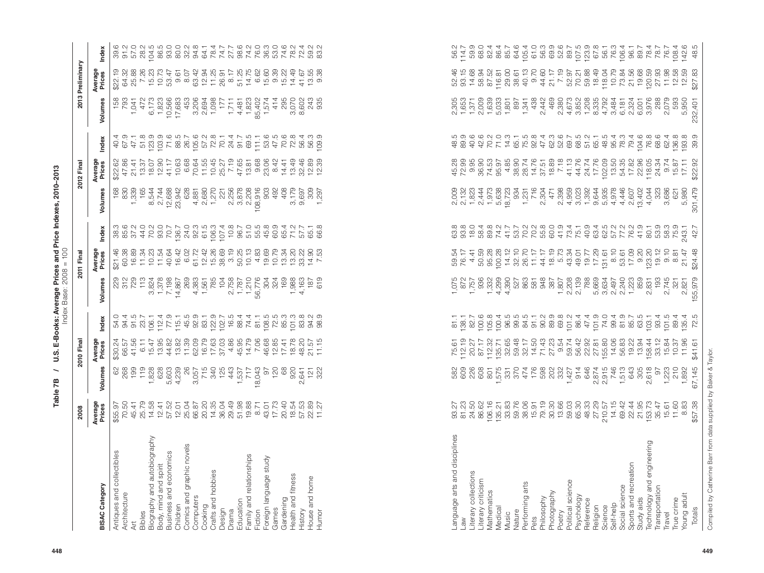# Table 7B / U.S. E-Books: Average Prices and Price Indexes, 2010–2013

Index Base: 2008 = 100

| BISAC Category | 2008 | 2010 Final | | | 2011 Final | | | 2012 Final | | | 2013 Preliminary | | |
|---|---|---|---|---|---|---|---|---|---|---|---|---|---|
| | Average Prices | Volumes | Average Prices | Index | Volumes | Average Prices | Index | Volumes | Average Prices | Index | Volumes | Average Prices | Index |
| Antiques and collectibles | $55.97 | 62 | $30.24 | 54.0 | 229 | $21.46 | 38.3 | 168 | $22.62 | 40.4 | 158 | $22.19 | 39.6 |
| Architecture | 70.50 | 268 | 66.57 | 94.4 | 312 | 60.38 | 85.6 | 830 | 47.86 | 67.9 | 793 | 64.32 | 91.2 |
| Art | 45.41 | 199 | 41.56 | 91.5 | 729 | 16.89 | 37.2 | 1,339 | 21.41 | 47.1 | 1,041 | 25.88 | 57.0 |
| Bibles | 25.79 | 119 | 6.11 | 23.7 | 113 | 11.34 | 44.0 | 165 | 13.37 | 51.8 | 472 | 7.26 | 28.2 |
| Biography and autobiography | 14.58 | 1,828 | 15.47 | 106.1 | 3,824 | 10.23 | 70.2 | 8,544 | 18.07 | 123.9 | 6,173 | 15.23 | 104.5 |
| Body, mind and spirit | 12.41 | 628 | 13.95 | 112.4 | 1,378 | 11.54 | 93.0 | 2,744 | 12.90 | 103.9 | 1,823 | 10.73 | 86.5 |
| Business and economics | 57.52 | 5,603 | 44.82 | 77.9 | 7,198 | 40.64 | 70.7 | 12,688 | 41.17 | 71.6 | 10,566 | 53.47 | 93.0 |
| Children | 12.01 | 4,239 | 13.82 | 115.1 | 14,867 | 16.42 | 136.7 | 23,942 | 10.63 | 88.5 | 17,683 | 9.61 | 80.0 |
| Comics and graphic novels | 25.04 | 26 | 11.39 | 45.5 | 269 | 6.02 | 24.0 | 628 | 6.68 | 26.7 | 453 | 8.07 | 32.2 |
| Computers | 66.87 | 3,057 | 62.09 | 92.9 | 4,383 | 61.72 | 92.3 | 4,881 | 70.64 | 105.6 | 3,206 | 63.42 | 94.8 |
| Cooking | 20.20 | 715 | 16.79 | 83.1 | 1,561 | 12.42 | 61.5 | 2,680 | 11.55 | 57.2 | 2,694 | 12.94 | 64.1 |
| Crafts and hobbies | 14.35 | 340 | 17.63 | 122.9 | 785 | 15.26 | 106.3 | 1,270 | 10.45 | 72.8 | 1,098 | 11.25 | 78.4 |
| Design | 36.04 | 125 | 37.03 | 102.7 | 104 | 38.69 | 107.4 | 221 | 25.27 | 70.1 | 177 | 26.91 | 74.7 |
| Drama | 29.49 | 443 | 4.86 | 16.5 | 2,758 | 3.19 | 10.8 | 2,256 | 7.19 | 24.4 | 1,711 | 8.17 | 27.7 |
| Education | 51.98 | 1,537 | 45.95 | 88.4 | 1,787 | 50.25 | 96.7 | 3,878 | 47.65 | 91.7 | 4,481 | 51.25 | 98.6 |
| Family and relationships | 19.88 | 717 | 14.79 | 74.4 | 1,210 | 10.13 | 51.0 | 2,208 | 13.81 | 69.5 | 1,823 | 14.75 | 74.2 |
| Fiction | 8.71 | 18,043 | 7.06 | 81.1 | 56,776 | 4.83 | 55.5 | 108,916 | 9.68 | 111.1 | 85,402 | 6.62 | 76.0 |
| Foreign language study | 43.01 | 97 | 46.68 | 108.5 | 304 | 19.69 | 45.8 | 903 | 23.06 | 53.6 | 1,574 | 15.60 | 36.3 |
| Games | 17.73 | 120 | 12.85 | 72.5 | 324 | 10.79 | 60.9 | 492 | 8.42 | 47.5 | 414 | 9.39 | 53.0 |
| Gardening | 20.40 | 68 | 17.41 | 85.3 | 169 | 13.34 | 65.4 | 408 | 14.41 | 70.6 | 295 | 15.22 | 74.6 |
| Health and fitness | 18.54 | 920 | 18.78 | 101.3 | 1,988 | 13.20 | 71.2 | 3,179 | 13.49 | 72.8 | 3,070 | 14.49 | 78.2 |
| History | 57.53 | 2,641 | 48.20 | 83.8 | 4,163 | 33.22 | 57.7 | 9,697 | 32.46 | 56.4 | 8,602 | 41.67 | 72.4 |
| House and home | 22.89 | 121 | 21.57 | 94.2 | 187 | 14.90 | 65.1 | 309 | 12.89 | 56.3 | 243 | 13.55 | 59.2 |
| Humor | 11.27 | 322 | 11.15 | 98.9 | 619 | 7.53 | 66.8 | 1,297 | 12.39 | 109.9 | 935 | 9.38 | 83.2 |
| Language arts and disciplines | 93.27 | 582 | 75.61 | 81.1 | 1,075 | 59.54 | 63.8 | 2,009 | 45.28 | 48.5 | 2,305 | 52.46 | 56.2 |
| Law | 81.23 | 609 | 112.19 | 138.1 | 872 | 76.17 | 93.8 | 2,132 | 72.99 | 89.9 | 1,653 | 93.15 | 114.7 |
| Literary collections | 24.50 | 226 | 20.27 | 82.7 | 1,757 | 4.41 | 18.0 | 1,823 | 9.95 | 40.6 | 1,371 | 14.68 | 59.9 |
| Literary criticism | 86.62 | 608 | 87.17 | 100.6 | 936 | 50.59 | 58.4 | 2,444 | 36.90 | 42.6 | 2,009 | 58.94 | 68.0 |
| Mathematics | 106.16 | 801 | 112.32 | 105.8 | 1,332 | 95.28 | 89.8 | 1,973 | 74.53 | 70.2 | 1,639 | 87.52 | 82.4 |
| Medical | 135.21 | 1,575 | 135.71 | 100.4 | 4,299 | 100.28 | 74.2 | 5,638 | 95.97 | 71.0 | 5,033 | 116.81 | 86.4 |
| Music | 33.83 | 331 | 32.65 | 96.5 | 4,390 | 14.12 | 41.7 | 18,723 | 4.85 | 14.3 | 1,801 | 29.00 | 85.7 |
| Nature | 59.76 | 370 | 59.48 | 99.5 | 527 | 32.10 | 53.7 | 934 | 38.90 | 65.1 | 897 | 38.61 | 64.6 |
| Performing arts | 38.06 | 474 | 32.17 | 84.5 | 863 | 26.70 | 70.2 | 1,231 | 28.74 | 75.5 | 1,341 | 40.13 | 105.4 |
| Pets | 15.91 | 176 | 14.50 | 91.1 | 581 | 11.17 | 70.2 | 716 | 14.76 | 92.8 | 438 | 9.70 | 61.0 |
| Philosophy | 79.19 | 598 | 71.43 | 90.2 | 948 | 44.17 | 55.8 | 2,304 | 37.51 | 47.4 | 2,442 | 44.60 | 56.3 |
| Photography | 30.30 | 202 | 27.23 | 89.9 | 387 | 18.19 | 60.0 | 471 | 18.89 | 62.3 | 469 | 21.17 | 69.9 |
| Poetry | 13.66 | 332 | 9.54 | 69.8 | 1,807 | 5.73 | 41.9 | 2,398 | 7.18 | 52.6 | 2,380 | 7.19 | 52.6 |
| Political science | 59.03 | 1,427 | 59.74 | 101.2 | 2,208 | 43.34 | 73.4 | 4,959 | 41.13 | 69.7 | 4,673 | 52.97 | 89.7 |
| Psychology | 65.30 | 914 | 56.42 | 86.4 | 2,139 | 49.01 | 75.1 | 3,023 | 44.76 | 68.5 | 3,852 | 70.21 | 107.5 |
| Reference | 48.33 | 646 | 22.92 | 47.4 | 788 | 19.77 | 40.9 | 1,392 | 24.74 | 51.2 | 1,208 | 59.88 | 123.9 |
| Religion | 27.29 | 2,874 | 27.81 | 101.9 | 5,669 | 17.29 | 63.4 | 9,644 | 17.76 | 65.1 | 8,335 | 18.49 | 67.8 |
| Science | 210.57 | 2,915 | 155.80 | 74.0 | 3,634 | 131.61 | 62.5 | 5,935 | 102.09 | 48.5 | 4,792 | 118.04 | 56.1 |
| Self-help | 14.15 | 746 | 14.06 | 99.4 | 2,497 | 8.10 | 57.2 | 4,978 | 13.50 | 95.4 | 3,484 | 10.79 | 76.3 |
| Social science | 69.42 | 1,513 | 56.83 | 81.9 | 2,240 | 53.61 | 77.2 | 4,446 | 54.35 | 78.3 | 6,181 | 73.84 | 106.4 |
| Sports and recreation | 22.44 | 643 | 19.22 | 85.7 | 1,223 | 17.09 | 76.2 | 2,607 | 17.82 | 79.4 | 2,324 | 21.56 | 96.1 |
| Study aids | 21.95 | 305 | 13.94 | 63.5 | 859 | 9.20 | 41.9 | 13,402 | 22.96 | 104.6 | 6,001 | 19.68 | 89.7 |
| Technology and engineering | 153.73 | 2,618 | 158.44 | 103.1 | 2,831 | 123.20 | 80.1 | 4,044 | 118.05 | 76.8 | 3,976 | 120.59 | 78.4 |
| Transportation | 35.47 | 97 | 33.12 | 93.4 | 193 | 19.12 | 53.9 | 323 | 24.34 | 68.6 | 288 | 27.93 | 78.7 |
| Travel | 15.61 | 1,223 | 15.84 | 101.5 | 2,745 | 9.10 | 58.3 | 3,686 | 9.74 | 62.4 | 2,079 | 11.98 | 76.7 |
| True crime | 11.60 | 210 | 10.37 | 89.4 | 321 | 8.81 | 75.9 | 621 | 15.87 | 136.8 | 593 | 12.58 | 108.4 |
| Young adult | 8.83 | 1,892 | 11.96 | 135.4 | 2,821 | 21.47 | 243.1 | 5,980 | 17.11 | 193.8 | 5,950 | 12.59 | 142.6 |
| Totals | $57.38 | 67,145 | $41.61 | 72.5 | 155,979 | $24.48 | 42.7 | 301,479 | $22.92 | 39.9 | 232,401 | $27.83 | 48.5 |

Compiled by Catherine Barr from data supplied by Baker & Taylor.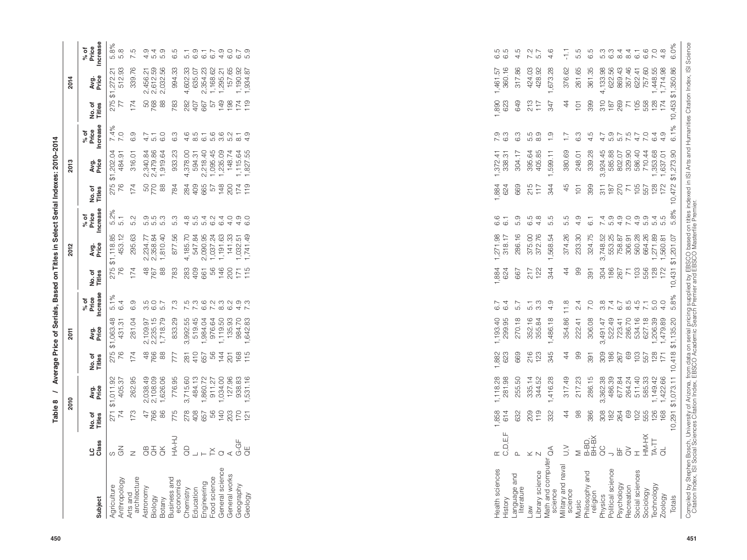**Table 8 / Average Price of Serials, Based on Titles in Select Serial Indexes: 2010–2014**

| Subject | LC Class | 2010 | | 2011 | | | 2012 | | | 2013 | | | 2014 | | |
|---|---|---|---|---|---|---|---|---|---|---|---|---|---|---|---|
| | | No. of Titles | Avg. Price | No. of Titles | Avg. Price | % of Price Increase | No. of Titles | Avg. Price | % of Price Increase | No. of Titles | Avg. Price | % of Price Increase | No. of Titles | Avg. Price | % of Price Increase |
| Agriculture | S | 271 | $1,011.92 | 275 | $1,063.48 | 5.1% | 275 | $1,118.85 | 5.2% | 275 | $1,202.04 | 7.4% | 275 | $1,272.21 | 5.8% |
| Anthropology | GN | 74 | 405.37 | 76 | 431.31 | 6.4 | 76 | 453.12 | 5.1 | 76 | 484.91 | 7.0 | 77 | 512.93 | 5.8 |
| Arts and architecture | N | 173 | 262.95 | 174 | 281.04 | 6.9 | 174 | 295.63 | 5.2 | 174 | 316.01 | 6.9 | 174 | 339.76 | 7.5 |
| Astronomy | QB | 47 | 2,038.49 | 48 | 2,109.97 | 3.5 | 48 | 2,234.77 | 5.9 | 50 | 2,340.84 | 4.7 | 50 | 2,456.21 | 4.9 |
| Biology | QH | 766 | 2,108.09 | 766 | 2,235.15 | 6.0 | 767 | 2,358.84 | 5.5 | 770 | 2,479.86 | 5.1 | 768 | 2,612.59 | 5.4 |
| Botany | QK | 86 | 1,626.06 | 88 | 1,718.79 | 5.7 | 88 | 1,810.40 | 5.3 | 88 | 1,919.64 | 6.0 | 88 | 2,032.56 | 5.9 |
| Business and economics | HA-HJ | 775 | 776.95 | 777 | 833.29 | 7.3 | 783 | 877.56 | 5.3 | 784 | 933.23 | 6.3 | 783 | 994.33 | 6.5 |
| Chemistry | QD | 278 | 3,715.60 | 281 | 3,992.55 | 7.5 | 283 | 4,185.70 | 4.8 | 284 | 4,378.00 | 4.6 | 282 | 4,602.33 | 5.1 |
| Education | L | 408 | 484.13 | 410 | 519.45 | 7.3 | 409 | 547.84 | 5.5 | 409 | 594.31 | 8.5 | 407 | 635.07 | 6.9 |
| Engineering | T | 657 | 1,860.72 | 657 | 1,984.04 | 6.6 | 661 | 2,090.95 | 5.4 | 665 | 2,218.40 | 6.1 | 667 | 2,354.23 | 6.1 |
| Food science | TX | 56 | 911.27 | 56 | 976.64 | 7.2 | 56 | 1,037.24 | 6.2 | 57 | 1,095.45 | 5.6 | 57 | 1,168.62 | 6.7 |
| General science | Q | 140 | 1,034.00 | 144 | 1,119.50 | 8.3 | 146 | 1,191.63 | 6.4 | 148 | 1,235.09 | 3.6 | 149 | 1,295.21 | 4.9 |
| General works | A | 203 | 127.96 | 201 | 135.93 | 6.2 | 200 | 141.33 | 4.0 | 200 | 148.74 | 5.2 | 198 | 157.65 | 6.0 |
| Geography | G-GF | 170 | 938.83 | 168 | 984.70 | 4.9 | 171 | 1,032.51 | 4.9 | 174 | 1,115.64 | 8.1 | 174 | 1,190.92 | 6.7 |
| Geology | QE | 121 | 1,531.16 | 115 | 1,642.83 | 7.3 | 115 | 1,741.49 | 6.0 | 119 | 1,827.55 | 4.9 | 119 | 1,934.87 | 5.9 |
| Health sciences | R | 1,858 | 1,118.28 | 1,882 | 1,193.40 | 6.7 | 1,884 | 1,271.98 | 6.6 | 1,884 | 1,372.41 | 7.9 | 1,890 | 1,461.57 | 6.5 |
| History | C,D,E,F | 614 | 281.98 | 623 | 299.95 | 6.4 | 624 | 318.17 | 6.1 | 624 | 338.31 | 6.3 | 623 | 360.16 | 6.5 |
| Language and literature | P | 632 | 255.50 | 669 | 270.18 | 5.7 | 667 | 286.16 | 5.9 | 669 | 304.17 | 6.3 | 649 | 317.86 | 4.5 |
| Law | K | 209 | 335.14 | 216 | 352.16 | 5.1 | 217 | 375.00 | 6.5 | 215 | 395.64 | 5.5 | 213 | 424.03 | 7.2 |
| Library science | Z | 119 | 344.52 | 123 | 355.84 | 3.3 | 122 | 372.76 | 4.8 | 117 | 405.85 | 8.9 | 117 | 428.92 | 5.7 |
| Math and computer science | QA | 332 | 1,416.28 | 345 | 1,486.18 | 4.9 | 344 | 1,568.54 | 5.5 | 344 | 1,599.11 | 1.9 | 347 | 1,673.28 | 4.6 |
| Military and naval science | U,V | 44 | 317.49 | 44 | 354.86 | 11.8 | 44 | 374.26 | 5.5 | 45 | 380.69 | 1.7 | 44 | 376.62 | -1.1 |
| Music | M | 98 | 217.23 | 99 | 222.41 | 2.4 | 99 | 233.30 | 4.9 | 101 | 248.01 | 6.3 | 101 | 261.65 | 5.5 |
| Philosophy and religion | B-BD, BH-BX | 386 | 286.15 | 391 | 306.08 | 7.0 | 391 | 324.75 | 6.1 | 399 | 339.28 | 4.5 | 399 | 361.35 | 6.5 |
| Physics | QC | 308 | 3,362.38 | 309 | 3,491.47 | 3.8 | 304 | 3,748.52 | 7.4 | 311 | 3,924.45 | 4.7 | 310 | 4,133.98 | 5.3 |
| Political science | J | 182 | 486.39 | 186 | 522.49 | 7.4 | 186 | 553.25 | 5.9 | 187 | 585.88 | 5.9 | 187 | 622.56 | 6.3 |
| Psychology | BF | 264 | 677.84 | 267 | 723.41 | 6.7 | 267 | 758.87 | 4.9 | 270 | 802.07 | 5.7 | 269 | 869.43 | 8.4 |
| Recreation | QV | 69 | 264.24 | 69 | 286.70 | 8.5 | 71 | 306.91 | 7.0 | 71 | 329.90 | 7.5 | 71 | 357.46 | 8.4 |
| Social sciences | H | 102 | 511.40 | 103 | 534.16 | 4.5 | 103 | 560.28 | 4.9 | 105 | 586.40 | 4.7 | 105 | 622.41 | 6.1 |
| Sociology | HM-HX | 555 | 585.33 | 557 | 627.18 | 7.1 | 556 | 664.26 | 5.9 | 557 | 710.44 | 7.0 | 558 | 757.60 | 6.6 |
| Technology | TA-TT | 126 | 1,149.42 | 128 | 1,206.39 | 5.0 | 128 | 1,271.89 | 5.4 | 128 | 1,353.68 | 6.4 | 128 | 1,448.55 | 7.0 |
| Zoology | QL | 168 | 1,422.66 | 171 | 1,479.89 | 4.0 | 172 | 1,560.81 | 5.5 | 172 | 1,637.01 | 4.9 | 174 | 1,714.98 | 4.8 |
| Totals | | 10,291 | $1,073.11 | 10,418 | $1,135.20 | 5.8% | 10,431 | $1,201.07 | 5.8% | 10,472 | $1,273.90 | 6.1% | 10,453 | $1,350.86 | 6.0% |

Compiled by Stephen Bosch, University of Arizona, from data on serial pricing supplied by EBSCO based on titles indexed in ISI Arts and Humanities Citation Index, ISI Science Citation Index, ISI Social Sciences Citation Index, EBSCO Academic Search Premier and EBSCO Masterfile Premier.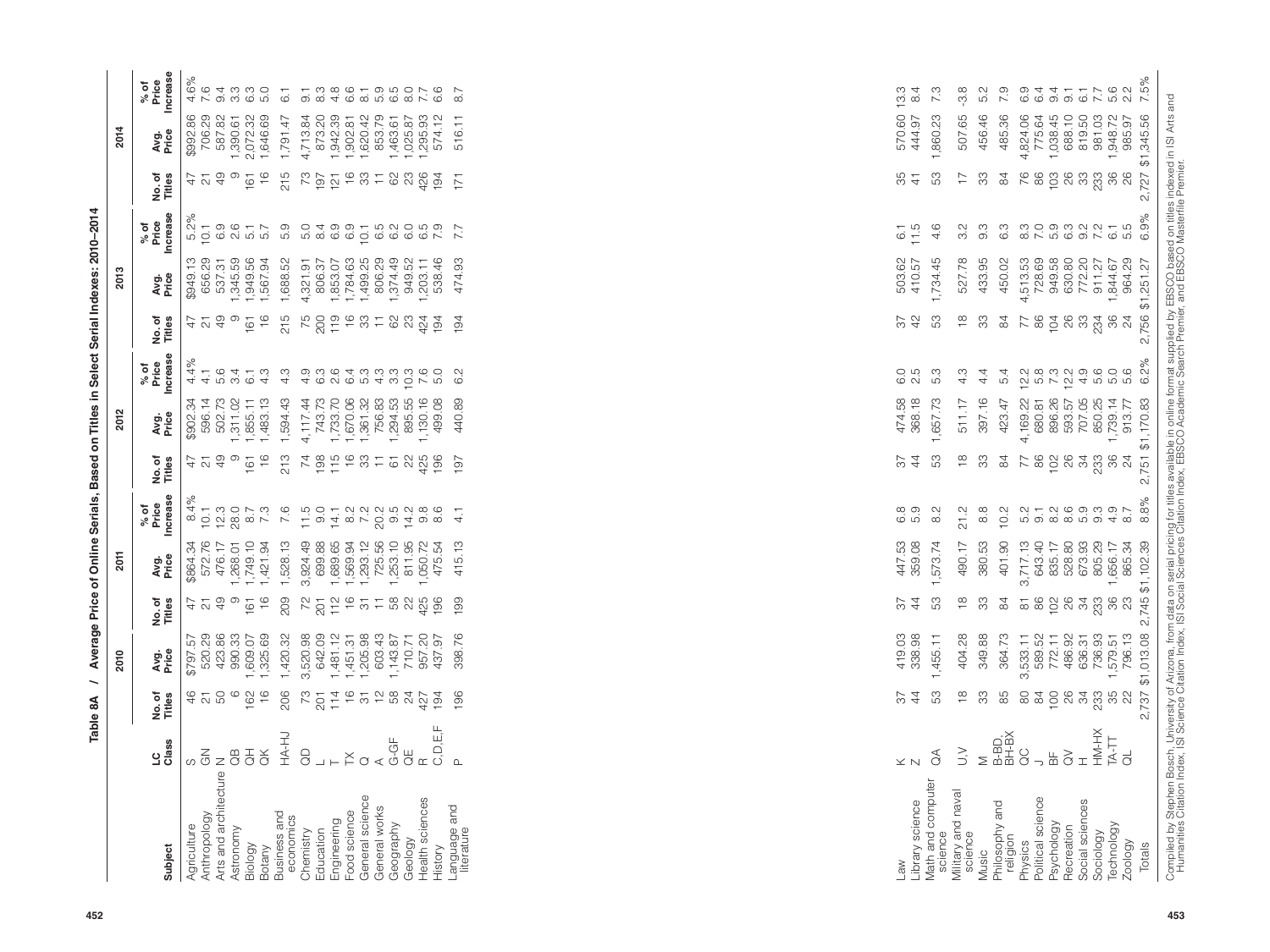**Table 8A / Average Price of Online Serials, Based on Titles in Select Serial Indexes: 2010–2014**

| Subject | LC Class | 2010 | | 2011 | | | 2012 | | | 2013 | | | 2014 | | |
|---|---|---|---|---|---|---|---|---|---|---|---|---|---|---|---|
| | | No. of Titles | Avg. Price | No. of Titles | Avg. Price | % of Price Increase | No. of Titles | Avg. Price | % of Price Increase | No. of Titles | Avg. Price | % of Price Increase | No. of Titles | Avg. Price | % of Price Increase |
| Agriculture | S | 46 | $797.57 | 47 | $864.34 | 8.4% | 47 | $902.34 | 4.4% | 47 | $949.13 | 5.2% | 47 | $992.86 | 4.6% |
| Anthropology | GN | 21 | 520.29 | 21 | 572.76 | 10.1 | 21 | 596.14 | 4.1 | 21 | 656.29 | 10.1 | 21 | 706.29 | 7.6 |
| Arts and architecture | N | 50 | 423.86 | 49 | 476.17 | 12.3 | 49 | 502.73 | 5.6 | 49 | 537.31 | 6.9 | 49 | 587.82 | 9.4 |
| Astronomy | QB | 6 | 990.33 | 9 | 1,268.01 | 28.0 | 9 | 1,311.02 | 3.4 | 9 | 1,345.59 | 2.6 | 9 | 1,390.61 | 3.3 |
| Biology | QH | 162 | 1,609.07 | 161 | 1,749.10 | 8.7 | 161 | 1,855.11 | 6.1 | 161 | 1,949.56 | 5.1 | 161 | 2,072.32 | 6.3 |
| Botany | QK | 16 | 1,325.69 | 16 | 1,421.94 | 7.3 | 16 | 1,483.13 | 4.3 | 16 | 1,567.94 | 5.7 | 16 | 1,646.69 | 5.0 |
| Business and economics | HA-HJ | 206 | 1,420.32 | 209 | 1,528.13 | 7.6 | 213 | 1,594.43 | 4.3 | 215 | 1,688.52 | 5.9 | 215 | 1,791.47 | 6.1 |
| Chemistry | QD | 73 | 3,520.98 | 72 | 3,924.49 | 11.5 | 74 | 4,117.44 | 4.9 | 75 | 4,321.91 | 5.0 | 73 | 4,713.84 | 9.1 |
| Education | L | 201 | 642.09 | 201 | 699.88 | 9.0 | 198 | 743.73 | 6.3 | 200 | 806.37 | 8.4 | 197 | 873.20 | 8.3 |
| Engineering | T | 114 | 1,481.12 | 112 | 1,689.65 | 14.1 | 115 | 1,733.70 | 2.6 | 119 | 1,853.07 | 6.9 | 121 | 1,942.39 | 4.8 |
| Food science | TX | 16 | 1,451.31 | 16 | 1,569.94 | 8.2 | 16 | 1,670.06 | 6.4 | 16 | 1,784.63 | 6.9 | 16 | 1,902.81 | 6.6 |
| General science | Q | 31 | 1,205.98 | 31 | 1,293.12 | 7.2 | 33 | 1,361.32 | 5.3 | 33 | 1,499.25 | 10.1 | 33 | 1,620.42 | 8.1 |
| General works | A | 12 | 603.43 | 11 | 725.56 | 20.2 | 11 | 756.83 | 4.3 | 11 | 806.29 | 6.5 | 11 | 853.79 | 5.9 |
| Geography | G-GF | 58 | 1,143.87 | 58 | 1,253.10 | 9.5 | 61 | 1,294.53 | 3.3 | 62 | 1,374.49 | 6.2 | 62 | 1,463.61 | 6.5 |
| Geology | QE | 24 | 710.71 | 22 | 811.95 | 14.2 | 22 | 895.55 | 10.3 | 23 | 949.52 | 6.0 | 23 | 1,025.87 | 8.0 |
| Health sciences | R | 427 | 957.20 | 425 | 1,050.72 | 9.8 | 425 | 1,130.16 | 7.6 | 424 | 1,203.11 | 6.5 | 426 | 1,295.93 | 7.7 |
| History | C,D,E,F | 194 | 437.97 | 196 | 475.54 | 8.6 | 196 | 499.08 | 5.0 | 194 | 538.46 | 7.9 | 194 | 574.12 | 6.6 |
| Language and literature | P | 196 | 398.76 | 199 | 415.13 | 4.1 | 197 | 440.89 | 6.2 | 194 | 474.93 | 7.7 | 171 | 516.11 | 8.7 |
| Law | K | 37 | 419.03 | 37 | 447.53 | 6.8 | 37 | 474.58 | 6.0 | 37 | 503.62 | 6.1 | 35 | 570.60 | 13.3 |
| Library science | Z | 44 | 338.98 | 44 | 359.08 | 5.9 | 44 | 368.18 | 2.5 | 42 | 410.57 | 11.5 | 41 | 444.97 | 8.4 |
| Math and computer science | QA | 53 | 1,455.11 | 53 | 1,573.74 | 8.2 | 53 | 1,657.73 | 5.3 | 53 | 1,734.45 | 4.6 | 53 | 1,860.23 | 7.3 |
| Military and naval science | U,V | 18 | 404.28 | 18 | 490.17 | 21.2 | 18 | 511.17 | 4.3 | 18 | 527.78 | 3.2 | 17 | 507.65 | -3.8 |
| Music | M | 33 | 349.88 | 33 | 380.53 | 8.8 | 33 | 397.16 | 4.4 | 33 | 433.95 | 9.3 | 33 | 456.46 | 5.2 |
| Philosophy and religion | B-BD, BH-BX | 85 | 364.73 | 84 | 401.90 | 10.2 | 84 | 423.47 | 5.4 | 84 | 450.02 | 6.3 | 84 | 485.36 | 7.9 |
| Physics | QC | 80 | 3,533.11 | 81 | 3,717.13 | 5.2 | 77 | 4,169.22 | 12.2 | 77 | 4,513.53 | 8.3 | 76 | 4,824.06 | 6.9 |
| Political science | J | 84 | 589.52 | 86 | 643.40 | 9.1 | 86 | 680.81 | 5.8 | 86 | 728.69 | 7.0 | 86 | 775.64 | 6.4 |
| Psychology | BF | 100 | 772.11 | 102 | 835.17 | 8.2 | 102 | 896.26 | 7.3 | 104 | 949.58 | 5.9 | 103 | 1,038.45 | 9.4 |
| Recreation | GV | 26 | 486.92 | 26 | 528.80 | 8.6 | 26 | 593.57 | 12.2 | 26 | 630.80 | 6.3 | 26 | 688.10 | 9.1 |
| Social sciences | H | 34 | 636.31 | 34 | 673.93 | 5.9 | 34 | 707.05 | 4.9 | 33 | 772.20 | 9.2 | 33 | 819.50 | 6.1 |
| Sociology | HM-HX | 233 | 736.93 | 233 | 805.29 | 9.3 | 233 | 850.25 | 5.6 | 234 | 911.27 | 7.2 | 233 | 981.03 | 7.7 |
| Technology | TA-TT | 35 | 1,579.51 | 36 | 1,656.17 | 4.9 | 36 | 1,739.14 | 5.0 | 36 | 1,844.67 | 6.1 | 36 | 1,948.72 | 5.6 |
| Zoology | QL | 22 | 796.13 | 23 | 865.34 | 8.7 | 24 | 913.77 | 5.6 | 24 | 964.29 | 5.5 | 26 | 985.97 | 2.2 |
| Totals | | 2,737 | $1,013.08 | 2,745 | $1,102.39 | 8.8% | 2,751 | $1,170.83 | 6.2% | 2,756 | $1,251.27 | 6.9% | 2,727 | $1,345.56 | 7.5% |

Compiled by Stephen Bosch, University of Arizona, from data on serial pricing for titles available in online format supplied by EBSCO based on titles indexed in ISI Arts and Humanities Citation Index, ISI Science Citation Index, ISI Social Sciences Citation Index, EBSCO Academic Search Premier, and EBSCO Masterfile Premier.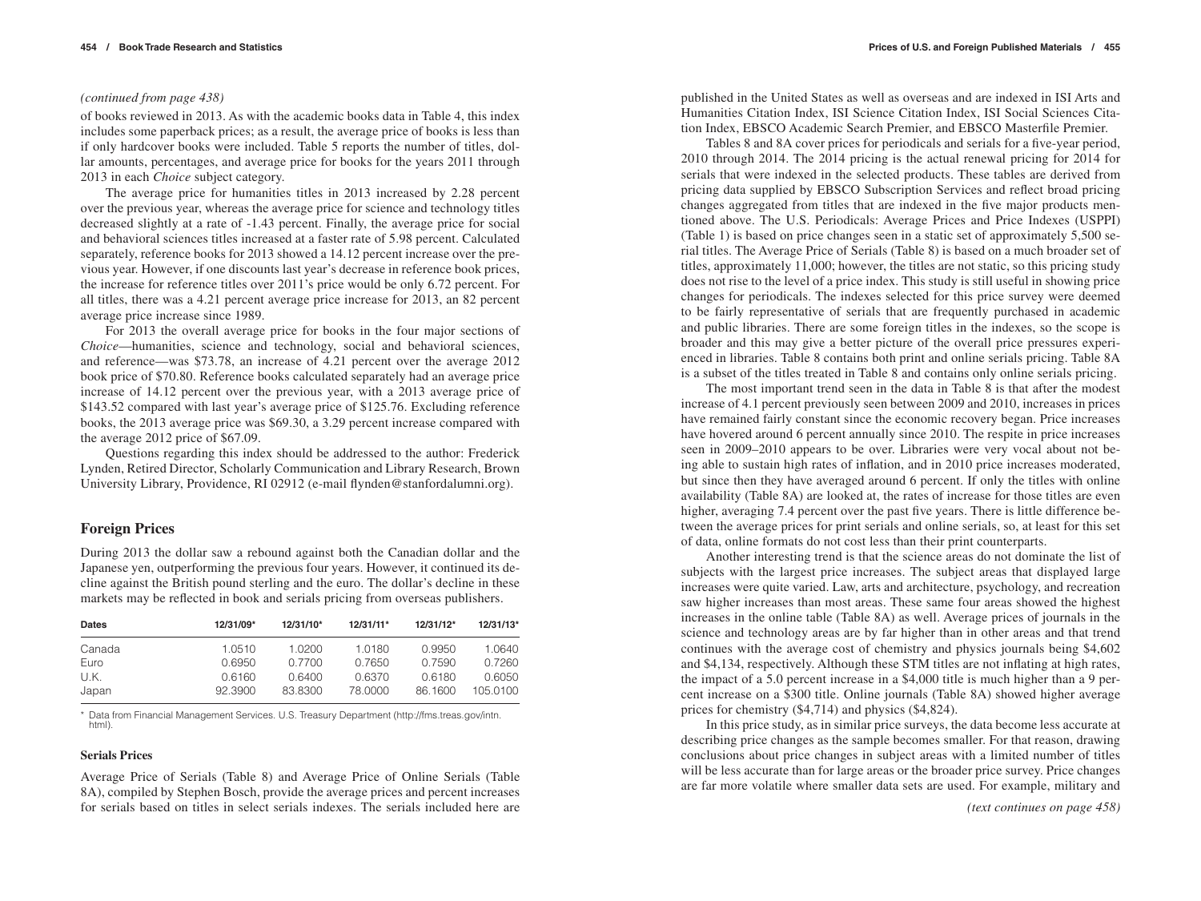*(continued from page 438)*

of books reviewed in 2013. As with the academic books data in Table 4, this index includes some paperback prices; as a result, the average price of books is less than if only hardcover books were included. Table 5 reports the number of titles, dollar amounts, percentages, and average price for books for the years 2011 through 2013 in each *Choice* subject category.

The average price for humanities titles in 2013 increased by 2.28 percent over the previous year, whereas the average price for science and technology titles decreased slightly at a rate of -1.43 percent. Finally, the average price for social and behavioral sciences titles increased at a faster rate of 5.98 percent. Calculated separately, reference books for 2013 showed a 14.12 percent increase over the previous year. However, if one discounts last year's decrease in reference book prices, the increase for reference titles over 2011's price would be only 6.72 percent. For all titles, there was a 4.21 percent average price increase for 2013, an 82 percent average price increase since 1989.

For 2013 the overall average price for books in the four major sections of *Choice*—humanities, science and technology, social and behavioral sciences, and reference—was $73.78, an increase of 4.21 percent over the average 2012 book price of $70.80. Reference books calculated separately had an average price increase of 14.12 percent over the previous year, with a 2013 average price of $143.52 compared with last year's average price of $125.76. Excluding reference books, the 2013 average price was $69.30, a 3.29 percent increase compared with the average 2012 price of $67.09.

Questions regarding this index should be addressed to the author: Frederick Lynden, Retired Director, Scholarly Communication and Library Research, Brown University Library, Providence, RI 02912 (e-mail flynden@stanfordalumni.org).

## Foreign Prices

During 2013 the dollar saw a rebound against both the Canadian dollar and the Japanese yen, outperforming the previous four years. However, it continued its decline against the British pound sterling and the euro. The dollar's decline in these markets may be reflected in book and serials pricing from overseas publishers.

| Dates | 12/31/09* | 12/31/10* | 12/31/11* | 12/31/12* | 12/31/13* |
|---|---|---|---|---|---|
| Canada | 1.0510 | 1.0200 | 1.0180 | 0.9950 | 1.0640 |
| Euro | 0.6950 | 0.7700 | 0.7650 | 0.7590 | 0.7260 |
| U.K. | 0.6160 | 0.6400 | 0.6370 | 0.6180 | 0.6050 |
| Japan | 92.3900 | 83.8300 | 78.0000 | 86.1600 | 105.0100 |

\* Data from Financial Management Services. U.S. Treasury Department (http://fms.treas.gov/intn.html).

### Serials Prices

Average Price of Serials (Table 8) and Average Price of Online Serials (Table 8A), compiled by Stephen Bosch, provide the average prices and percent increases for serials based on titles in select serials indexes. The serials included here are published in the United States as well as overseas and are indexed in ISI Arts and Humanities Citation Index, ISI Science Citation Index, ISI Social Sciences Citation Index, EBSCO Academic Search Premier, and EBSCO Masterfile Premier.

Tables 8 and 8A cover prices for periodicals and serials for a five-year period, 2010 through 2014. The 2014 pricing is the actual renewal pricing for 2014 for serials that were indexed in the selected products. These tables are derived from pricing data supplied by EBSCO Subscription Services and reflect broad pricing changes aggregated from titles that are indexed in the five major products mentioned above. The U.S. Periodicals: Average Prices and Price Indexes (USPPI) (Table 1) is based on price changes seen in a static set of approximately 5,500 serial titles. The Average Price of Serials (Table 8) is based on a much broader set of titles, approximately 11,000; however, the titles are not static, so this pricing study does not rise to the level of a price index. This study is still useful in showing price changes for periodicals. The indexes selected for this price survey were deemed to be fairly representative of serials that are frequently purchased in academic and public libraries. There are some foreign titles in the indexes, so the scope is broader and this may give a better picture of the overall price pressures experienced in libraries. Table 8 contains both print and online serials pricing. Table 8A is a subset of the titles treated in Table 8 and contains only online serials pricing.

The most important trend seen in the data in Table 8 is that after the modest increase of 4.1 percent previously seen between 2009 and 2010, increases in prices have remained fairly constant since the economic recovery began. Price increases have hovered around 6 percent annually since 2010. The respite in price increases seen in 2009–2010 appears to be over. Libraries were very vocal about not being able to sustain high rates of inflation, and in 2010 price increases moderated, but since then they have averaged around 6 percent. If only the titles with online availability (Table 8A) are looked at, the rates of increase for those titles are even higher, averaging 7.4 percent over the past five years. There is little difference between the average prices for print serials and online serials, so, at least for this set of data, online formats do not cost less than their print counterparts.

Another interesting trend is that the science areas do not dominate the list of subjects with the largest price increases. The subject areas that displayed large increases were quite varied. Law, arts and architecture, psychology, and recreation saw higher increases than most areas. These same four areas showed the highest increases in the online table (Table 8A) as well. Average prices of journals in the science and technology areas are by far higher than in other areas and that trend continues with the average cost of chemistry and physics journals being $4,602 and $4,134, respectively. Although these STM titles are not inflating at high rates, the impact of a 5.0 percent increase in a $4,000 title is much higher than a 9 percent increase on a $300 title. Online journals (Table 8A) showed higher average prices for chemistry ($4,714) and physics ($4,824).

In this price study, as in similar price surveys, the data become less accurate at describing price changes as the sample becomes smaller. For that reason, drawing conclusions about price changes in subject areas with a limited number of titles will be less accurate than for large areas or the broader price survey. Price changes are far more volatile where smaller data sets are used. For example, military and

*(text continues on page 458)*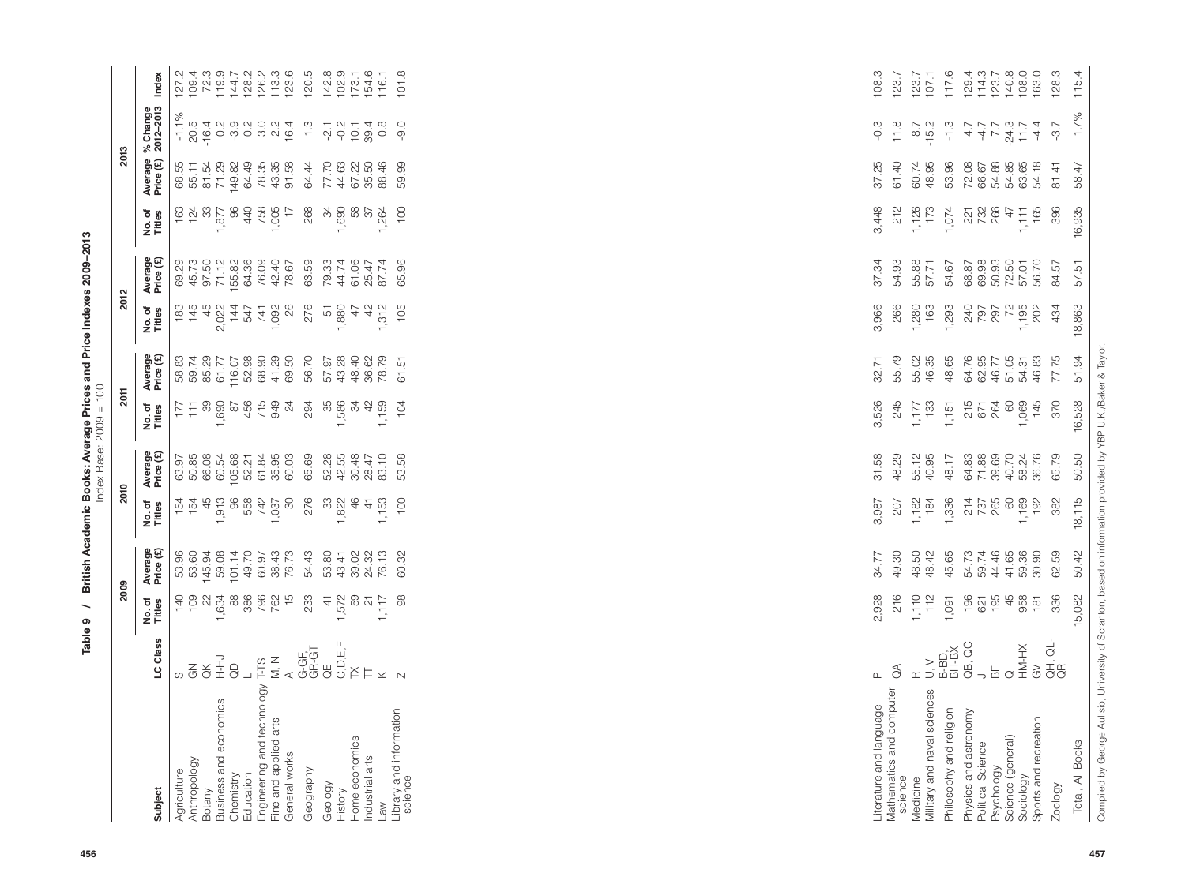**Table 9 / British Academic Books: Average Prices and Price Indexes 2009–2013**

Index Base: 2009 = 100

| Subject | LC Class | 2009 | | 2010 | | 2011 | | 2012 | | 2013 | | | |
|---|---|---|---|---|---|---|---|---|---|---|---|---|---|
| | | No. of Titles | Average Price (£) | No. of Titles | Average Price (£) | No. of Titles | Average Price (£) | No. of Titles | Average Price (£) | No. of Titles | Average Price (£) | % Change 2012–2013 | Index |
| Agriculture | S | 140 | 53.96 | 154 | 63.97 | 177 | 58.83 | 183 | 69.29 | 163 | 68.55 | -1.1% | 127.2 |
| Anthropology | GN | 109 | 53.60 | 154 | 50.85 | 111 | 59.74 | 145 | 45.73 | 124 | 55.11 | 20.5 | 109.4 |
| Botany | QK | 22 | 145.94 | 45 | 66.08 | 39 | 85.29 | 45 | 97.50 | 33 | 81.54 | -16.4 | 72.3 |
| Business and economics | H-HJ | 1,634 | 59.08 | 1,913 | 60.54 | 1,690 | 61.77 | 2,022 | 71.12 | 1,877 | 71.29 | 0.2 | 119.9 |
| Chemistry | QD | 88 | 101.14 | 96 | 105.68 | 87 | 116.07 | 144 | 155.82 | 96 | 149.82 | -3.9 | 144.7 |
| Education | L | 386 | 49.70 | 558 | 52.21 | 456 | 52.98 | 547 | 64.36 | 440 | 64.49 | 0.2 | 128.2 |
| Engineering and technology | T-TS | 796 | 60.97 | 742 | 61.84 | 715 | 68.90 | 741 | 76.09 | 758 | 78.35 | 3.0 | 126.2 |
| Fine and applied arts | M, N | 762 | 38.43 | 1,037 | 35.95 | 949 | 41.29 | 1,092 | 42.40 | 1,005 | 43.35 | 2.2 | 113.3 |
| General works | A | 15 | 76.73 | 30 | 60.03 | 24 | 69.50 | 26 | 78.67 | 17 | 91.58 | 16.4 | 123.6 |
| Geography | G-GF, GR-GT | 233 | 54.43 | 276 | 65.69 | 294 | 56.70 | 276 | 63.59 | 268 | 64.44 | 1.3 | 120.5 |
| Geology | QE | 41 | 53.80 | 33 | 52.28 | 35 | 57.97 | 51 | 79.33 | 34 | 77.70 | -2.1 | 142.8 |
| History | C,D,E,F | 1,572 | 43.41 | 1,822 | 42.55 | 1,586 | 43.28 | 1,880 | 44.74 | 1,690 | 44.63 | -0.2 | 102.9 |
| Home economics | TX | 59 | 39.02 | 46 | 30.48 | 34 | 48.40 | 47 | 61.06 | 58 | 67.22 | 10.1 | 173.1 |
| Industrial arts | TT | 21 | 24.32 | 41 | 28.47 | 42 | 36.62 | 42 | 25.47 | 37 | 35.50 | 39.4 | 154.6 |
| Law | K | 1,117 | 76.13 | 1,153 | 83.10 | 1,159 | 78.79 | 1,312 | 87.74 | 1,264 | 88.46 | 0.8 | 116.1 |
| Library and information science | Z | 98 | 60.32 | 100 | 53.58 | 104 | 61.51 | 105 | 65.96 | 100 | 59.99 | -9.0 | 101.8 |
| Literature and language | P | 2,928 | 34.77 | 3,987 | 31.58 | 3,526 | 32.71 | 3,966 | 37.34 | 3,448 | 37.25 | -0.3 | 108.3 |
| Mathematics and computer science | QA | 216 | 49.30 | 207 | 48.29 | 245 | 55.79 | 266 | 54.93 | 212 | 61.40 | 11.8 | 123.7 |
| Medicine | R | 1,110 | 48.50 | 1,182 | 55.12 | 1,177 | 55.02 | 1,280 | 55.88 | 1,126 | 60.74 | 8.7 | 123.7 |
| Military and naval sciences | U, V | 112 | 48.42 | 184 | 40.95 | 133 | 46.35 | 163 | 57.71 | 173 | 48.95 | -15.2 | 107.1 |
| Philosophy and religion | B-BD, BH-BX | 1,091 | 45.65 | 1,336 | 48.17 | 1,151 | 48.65 | 1,293 | 54.67 | 1,074 | 53.96 | -1.3 | 117.6 |
| Physics and astronomy | QB, QC | 196 | 54.73 | 214 | 64.83 | 215 | 64.76 | 240 | 68.87 | 221 | 72.08 | 4.7 | 129.4 |
| Political Science | J | 621 | 59.74 | 737 | 71.88 | 671 | 62.95 | 797 | 69.98 | 732 | 66.67 | -4.7 | 114.3 |
| Psychology | BF | 195 | 44.46 | 265 | 39.69 | 264 | 46.77 | 297 | 50.93 | 266 | 54.88 | 7.7 | 123.7 |
| Science (general) | Q | 45 | 41.65 | 60 | 40.70 | 60 | 51.05 | 72 | 72.50 | 47 | 54.85 | -24.3 | 140.8 |
| Sociology | HM-HX | 958 | 59.36 | 1,169 | 58.24 | 1,069 | 54.31 | 1,195 | 57.01 | 1,111 | 63.65 | 11.7 | 108.0 |
| Sports and recreation | GV | 181 | 30.90 | 192 | 36.76 | 145 | 46.83 | 202 | 56.70 | 165 | 54.18 | -4.4 | 163.0 |
| Zoology | QH, QL-QR | 336 | 62.59 | 382 | 65.79 | 370 | 77.75 | 434 | 84.57 | 396 | 81.41 | -3.7 | 128.3 |
| Total, All Books | | 15,082 | 50.42 | 18,115 | 50.50 | 16,528 | 51.94 | 18,863 | 57.51 | 16,935 | 58.47 | 1.7% | 115.4 |

Compiled by George Aulisio, University of Scranton, based on information provided by YBP U.K./Baker & Taylor.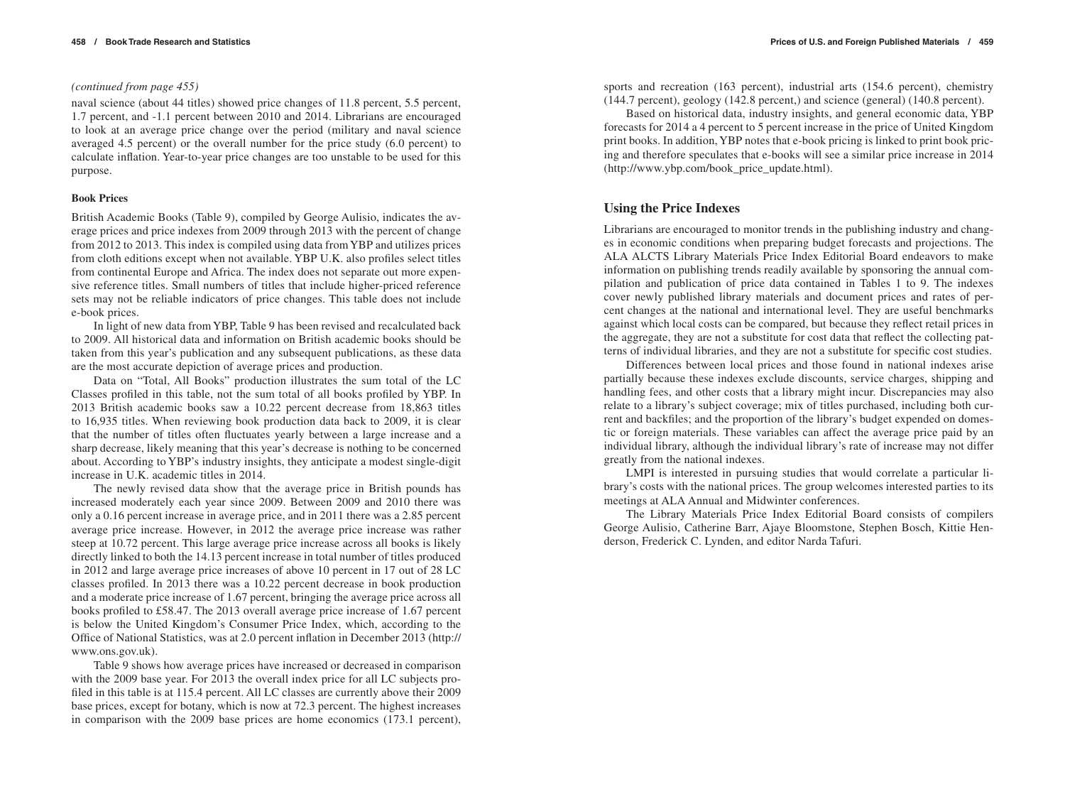*(continued from page 455)*

naval science (about 44 titles) showed price changes of 11.8 percent, 5.5 percent, 1.7 percent, and -1.1 percent between 2010 and 2014. Librarians are encouraged to look at an average price change over the period (military and naval science averaged 4.5 percent) or the overall number for the price study (6.0 percent) to calculate inflation. Year-to-year price changes are too unstable to be used for this purpose.

### Book Prices

British Academic Books (Table 9), compiled by George Aulisio, indicates the average prices and price indexes from 2009 through 2013 with the percent of change from 2012 to 2013. This index is compiled using data from YBP and utilizes prices from cloth editions except when not available. YBP U.K. also profiles select titles from continental Europe and Africa. The index does not separate out more expensive reference titles. Small numbers of titles that include higher-priced reference sets may not be reliable indicators of price changes. This table does not include e-book prices.

In light of new data from YBP, Table 9 has been revised and recalculated back to 2009. All historical data and information on British academic books should be taken from this year's publication and any subsequent publications, as these data are the most accurate depiction of average prices and production.

Data on "Total, All Books" production illustrates the sum total of the LC Classes profiled in this table, not the sum total of all books profiled by YBP. In 2013 British academic books saw a 10.22 percent decrease from 18,863 titles to 16,935 titles. When reviewing book production data back to 2009, it is clear that the number of titles often fluctuates yearly between a large increase and a sharp decrease, likely meaning that this year's decrease is nothing to be concerned about. According to YBP's industry insights, they anticipate a modest single-digit increase in U.K. academic titles in 2014.

The newly revised data show that the average price in British pounds has increased moderately each year since 2009. Between 2009 and 2010 there was only a 0.16 percent increase in average price, and in 2011 there was a 2.85 percent average price increase. However, in 2012 the average price increase was rather steep at 10.72 percent. This large average price increase across all books is likely directly linked to both the 14.13 percent increase in total number of titles produced in 2012 and large average price increases of above 10 percent in 17 out of 28 LC classes profiled. In 2013 there was a 10.22 percent decrease in book production and a moderate price increase of 1.67 percent, bringing the average price across all books profiled to £58.47. The 2013 overall average price increase of 1.67 percent is below the United Kingdom's Consumer Price Index, which, according to the Office of National Statistics, was at 2.0 percent inflation in December 2013 (http://www.ons.gov.uk).

Table 9 shows how average prices have increased or decreased in comparison with the 2009 base year. For 2013 the overall index price for all LC subjects profiled in this table is at 115.4 percent. All LC classes are currently above their 2009 base prices, except for botany, which is now at 72.3 percent. The highest increases in comparison with the 2009 base prices are home economics (173.1 percent), sports and recreation (163 percent), industrial arts (154.6 percent), chemistry (144.7 percent), geology (142.8 percent,) and science (general) (140.8 percent).

Based on historical data, industry insights, and general economic data, YBP forecasts for 2014 a 4 percent to 5 percent increase in the price of United Kingdom print books. In addition, YBP notes that e-book pricing is linked to print book pricing and therefore speculates that e-books will see a similar price increase in 2014 (http://www.ybp.com/book_price_update.html).

## Using the Price Indexes

Librarians are encouraged to monitor trends in the publishing industry and changes in economic conditions when preparing budget forecasts and projections. The ALA ALCTS Library Materials Price Index Editorial Board endeavors to make information on publishing trends readily available by sponsoring the annual compilation and publication of price data contained in Tables 1 to 9. The indexes cover newly published library materials and document prices and rates of percent changes at the national and international level. They are useful benchmarks against which local costs can be compared, but because they reflect retail prices in the aggregate, they are not a substitute for cost data that reflect the collecting patterns of individual libraries, and they are not a substitute for specific cost studies.

Differences between local prices and those found in national indexes arise partially because these indexes exclude discounts, service charges, shipping and handling fees, and other costs that a library might incur. Discrepancies may also relate to a library's subject coverage; mix of titles purchased, including both current and backfiles; and the proportion of the library's budget expended on domestic or foreign materials. These variables can affect the average price paid by an individual library, although the individual library's rate of increase may not differ greatly from the national indexes.

LMPI is interested in pursuing studies that would correlate a particular library's costs with the national prices. The group welcomes interested parties to its meetings at ALA Annual and Midwinter conferences.

The Library Materials Price Index Editorial Board consists of compilers George Aulisio, Catherine Barr, Ajaye Bloomstone, Stephen Bosch, Kittie Henderson, Frederick C. Lynden, and editor Narda Tafuri.